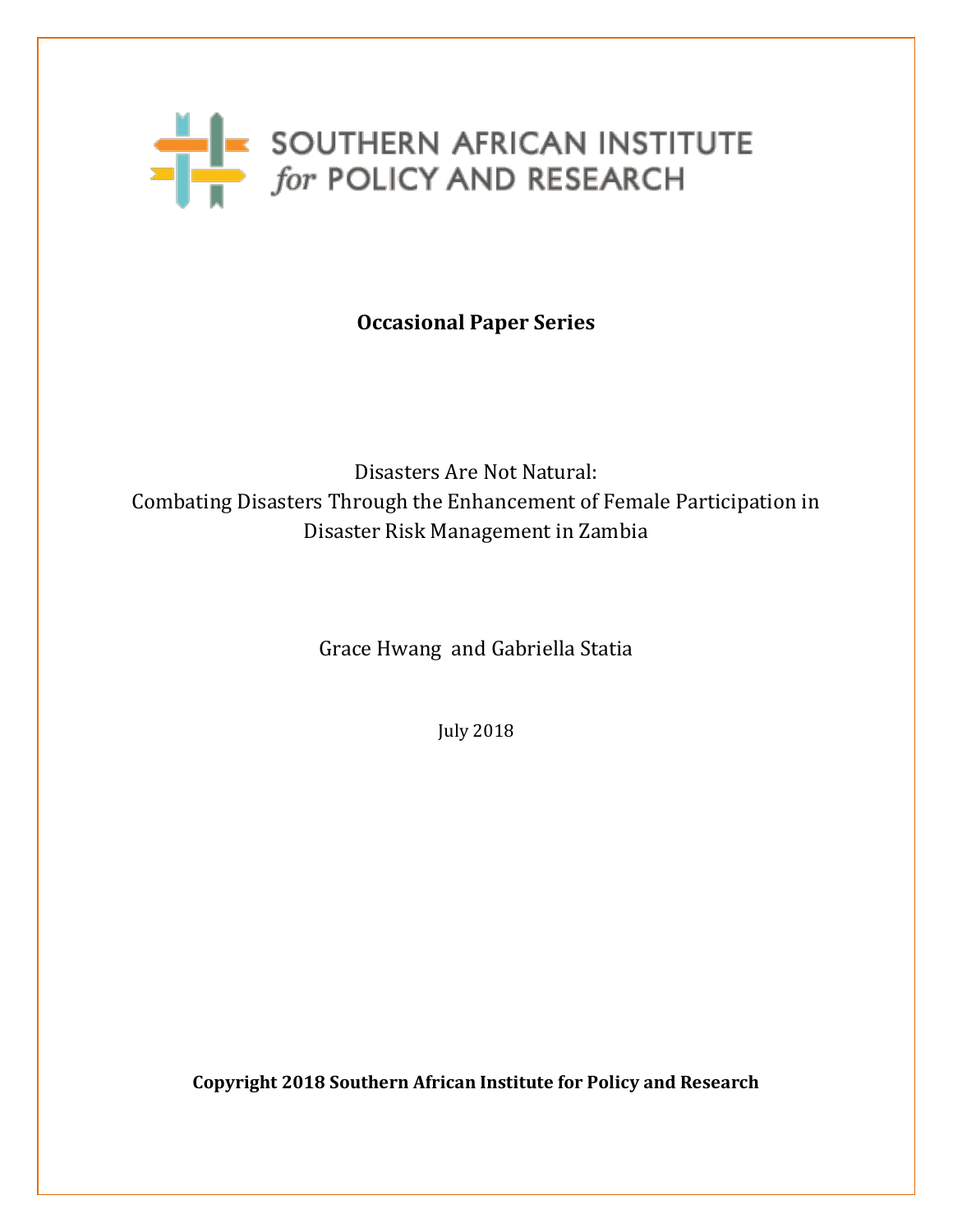SOUTHERN AFRICAN INSTITUTE *for* POLICY AND RESEARCH

**Occasional Paper Series**

Disasters Are Not Natural:
Combating Disasters Through the Enhancement of Female Participation in Disaster Risk Management in Zambia

Grace Hwang and Gabriella Statia

July 2018

**Copyright 2018 Southern African Institute for Policy and Research**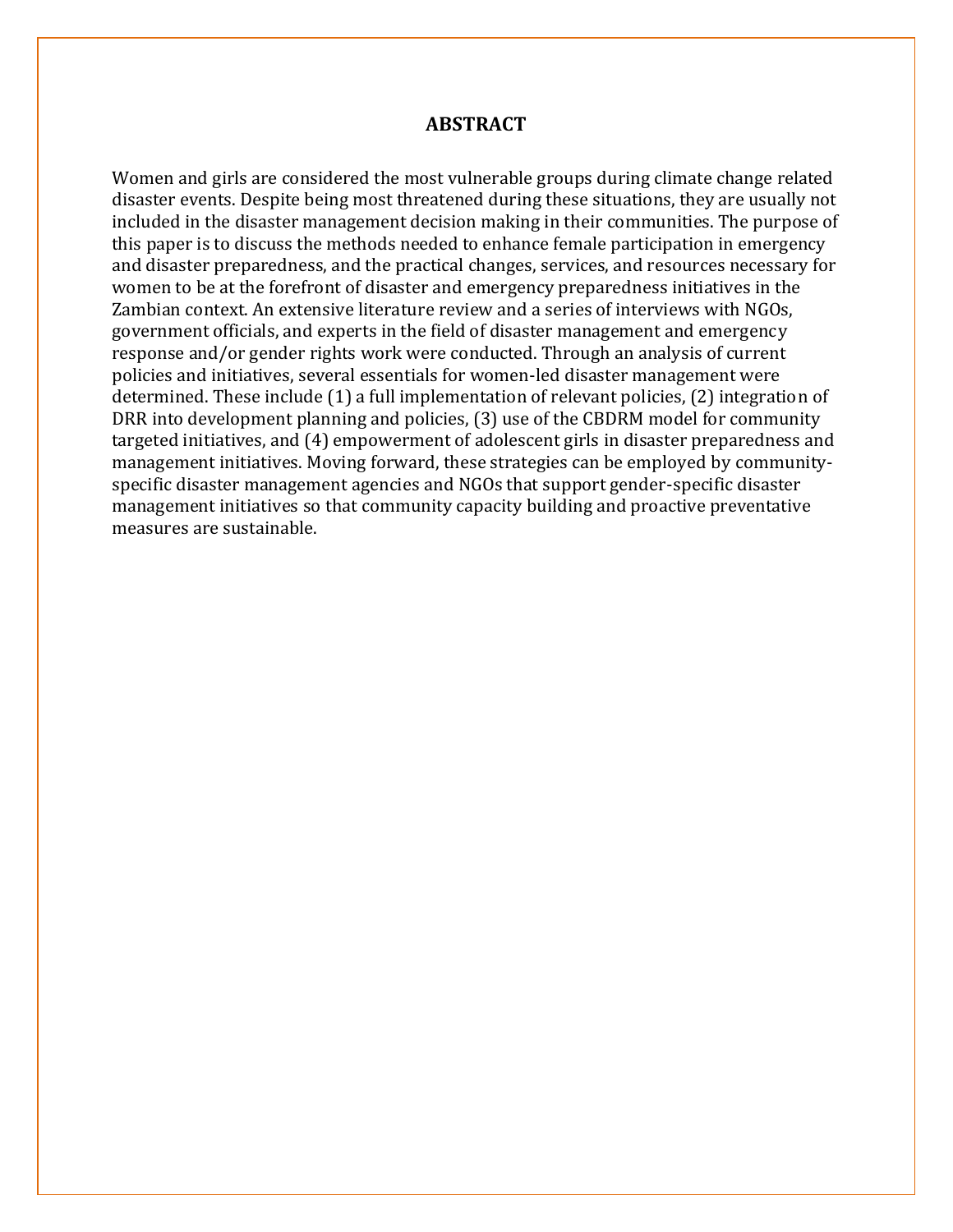# ABSTRACT

Women and girls are considered the most vulnerable groups during climate change related disaster events. Despite being most threatened during these situations, they are usually not included in the disaster management decision making in their communities. The purpose of this paper is to discuss the methods needed to enhance female participation in emergency and disaster preparedness, and the practical changes, services, and resources necessary for women to be at the forefront of disaster and emergency preparedness initiatives in the Zambian context. An extensive literature review and a series of interviews with NGOs, government officials, and experts in the field of disaster management and emergency response and/or gender rights work were conducted. Through an analysis of current policies and initiatives, several essentials for women-led disaster management were determined. These include (1) a full implementation of relevant policies, (2) integration of DRR into development planning and policies, (3) use of the CBDRM model for community targeted initiatives, and (4) empowerment of adolescent girls in disaster preparedness and management initiatives. Moving forward, these strategies can be employed by community-specific disaster management agencies and NGOs that support gender-specific disaster management initiatives so that community capacity building and proactive preventative measures are sustainable.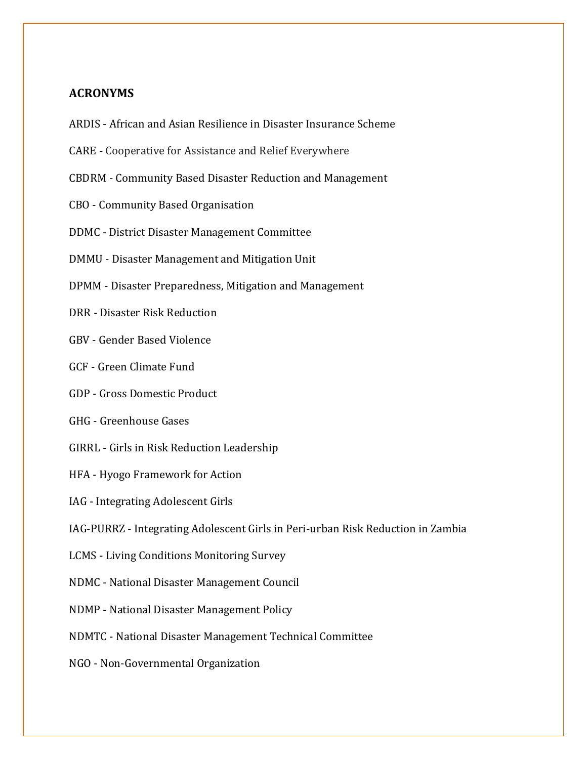**ACRONYMS**

ARDIS - African and Asian Resilience in Disaster Insurance Scheme

CARE - Cooperative for Assistance and Relief Everywhere

CBDRM - Community Based Disaster Reduction and Management

CBO - Community Based Organisation

DDMC - District Disaster Management Committee

DMMU - Disaster Management and Mitigation Unit

DPMM - Disaster Preparedness, Mitigation and Management

DRR - Disaster Risk Reduction

GBV - Gender Based Violence

GCF - Green Climate Fund

GDP - Gross Domestic Product

GHG - Greenhouse Gases

GIRRL - Girls in Risk Reduction Leadership

HFA - Hyogo Framework for Action

IAG - Integrating Adolescent Girls

IAG-PURRZ - Integrating Adolescent Girls in Peri-urban Risk Reduction in Zambia

LCMS - Living Conditions Monitoring Survey

NDMC - National Disaster Management Council

NDMP - National Disaster Management Policy

NDMTC - National Disaster Management Technical Committee

NGO - Non-Governmental Organization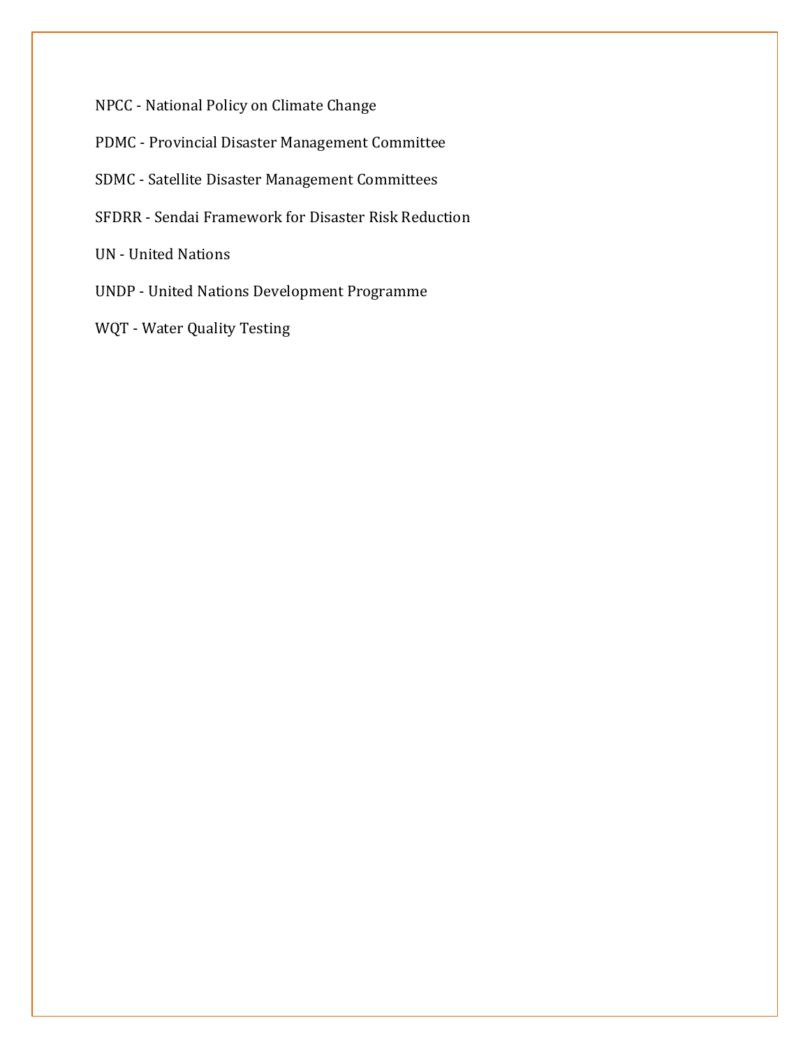NPCC - National Policy on Climate Change

PDMC - Provincial Disaster Management Committee

SDMC - Satellite Disaster Management Committees

SFDRR - Sendai Framework for Disaster Risk Reduction

UN - United Nations

UNDP - United Nations Development Programme

WQT - Water Quality Testing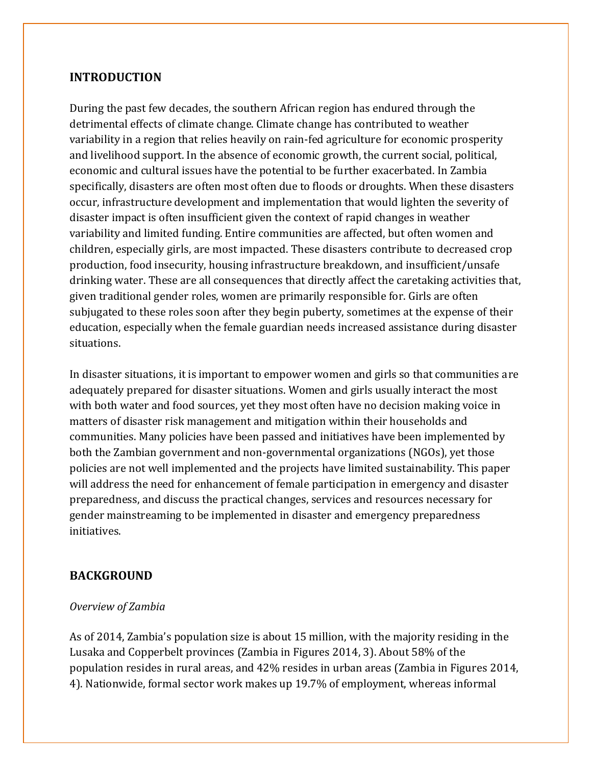## INTRODUCTION

During the past few decades, the southern African region has endured through the detrimental effects of climate change. Climate change has contributed to weather variability in a region that relies heavily on rain-fed agriculture for economic prosperity and livelihood support. In the absence of economic growth, the current social, political, economic and cultural issues have the potential to be further exacerbated. In Zambia specifically, disasters are often most often due to floods or droughts. When these disasters occur, infrastructure development and implementation that would lighten the severity of disaster impact is often insufficient given the context of rapid changes in weather variability and limited funding. Entire communities are affected, but often women and children, especially girls, are most impacted. These disasters contribute to decreased crop production, food insecurity, housing infrastructure breakdown, and insufficient/unsafe drinking water. These are all consequences that directly affect the caretaking activities that, given traditional gender roles, women are primarily responsible for. Girls are often subjugated to these roles soon after they begin puberty, sometimes at the expense of their education, especially when the female guardian needs increased assistance during disaster situations.

In disaster situations, it is important to empower women and girls so that communities are adequately prepared for disaster situations. Women and girls usually interact the most with both water and food sources, yet they most often have no decision making voice in matters of disaster risk management and mitigation within their households and communities. Many policies have been passed and initiatives have been implemented by both the Zambian government and non-governmental organizations (NGOs), yet those policies are not well implemented and the projects have limited sustainability. This paper will address the need for enhancement of female participation in emergency and disaster preparedness, and discuss the practical changes, services and resources necessary for gender mainstreaming to be implemented in disaster and emergency preparedness initiatives.

## BACKGROUND

*Overview of Zambia*

As of 2014, Zambia's population size is about 15 million, with the majority residing in the Lusaka and Copperbelt provinces (Zambia in Figures 2014, 3). About 58% of the population resides in rural areas, and 42% resides in urban areas (Zambia in Figures 2014, 4). Nationwide, formal sector work makes up 19.7% of employment, whereas informal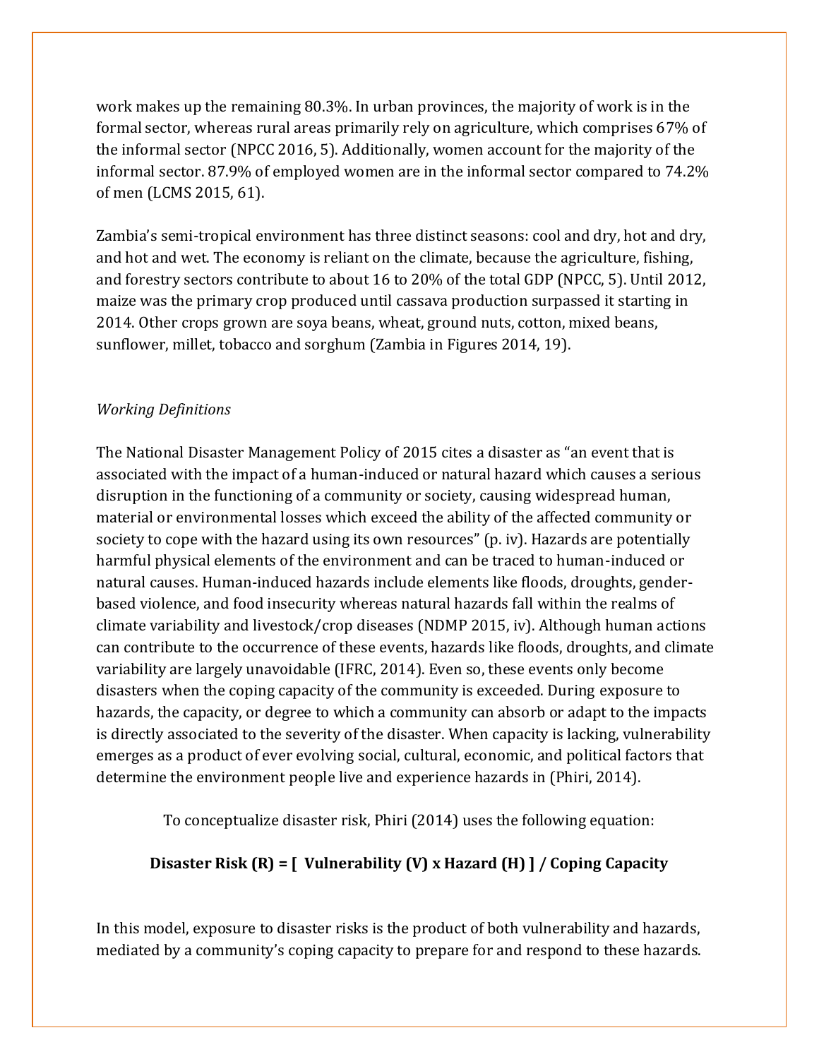work makes up the remaining 80.3%. In urban provinces, the majority of work is in the formal sector, whereas rural areas primarily rely on agriculture, which comprises 67% of the informal sector (NPCC 2016, 5). Additionally, women account for the majority of the informal sector. 87.9% of employed women are in the informal sector compared to 74.2% of men (LCMS 2015, 61).

Zambia's semi-tropical environment has three distinct seasons: cool and dry, hot and dry, and hot and wet. The economy is reliant on the climate, because the agriculture, fishing, and forestry sectors contribute to about 16 to 20% of the total GDP (NPCC, 5). Until 2012, maize was the primary crop produced until cassava production surpassed it starting in 2014. Other crops grown are soya beans, wheat, ground nuts, cotton, mixed beans, sunflower, millet, tobacco and sorghum (Zambia in Figures 2014, 19).

*Working Definitions*

The National Disaster Management Policy of 2015 cites a disaster as "an event that is associated with the impact of a human-induced or natural hazard which causes a serious disruption in the functioning of a community or society, causing widespread human, material or environmental losses which exceed the ability of the affected community or society to cope with the hazard using its own resources" (p. iv). Hazards are potentially harmful physical elements of the environment and can be traced to human-induced or natural causes. Human-induced hazards include elements like floods, droughts, gender-based violence, and food insecurity whereas natural hazards fall within the realms of climate variability and livestock/crop diseases (NDMP 2015, iv). Although human actions can contribute to the occurrence of these events, hazards like floods, droughts, and climate variability are largely unavoidable (IFRC, 2014). Even so, these events only become disasters when the coping capacity of the community is exceeded. During exposure to hazards, the capacity, or degree to which a community can absorb or adapt to the impacts is directly associated to the severity of the disaster. When capacity is lacking, vulnerability emerges as a product of ever evolving social, cultural, economic, and political factors that determine the environment people live and experience hazards in (Phiri, 2014).

To conceptualize disaster risk, Phiri (2014) uses the following equation:

**Disaster Risk (R) = [ Vulnerability (V) x Hazard (H) ] / Coping Capacity**

In this model, exposure to disaster risks is the product of both vulnerability and hazards, mediated by a community's coping capacity to prepare for and respond to these hazards.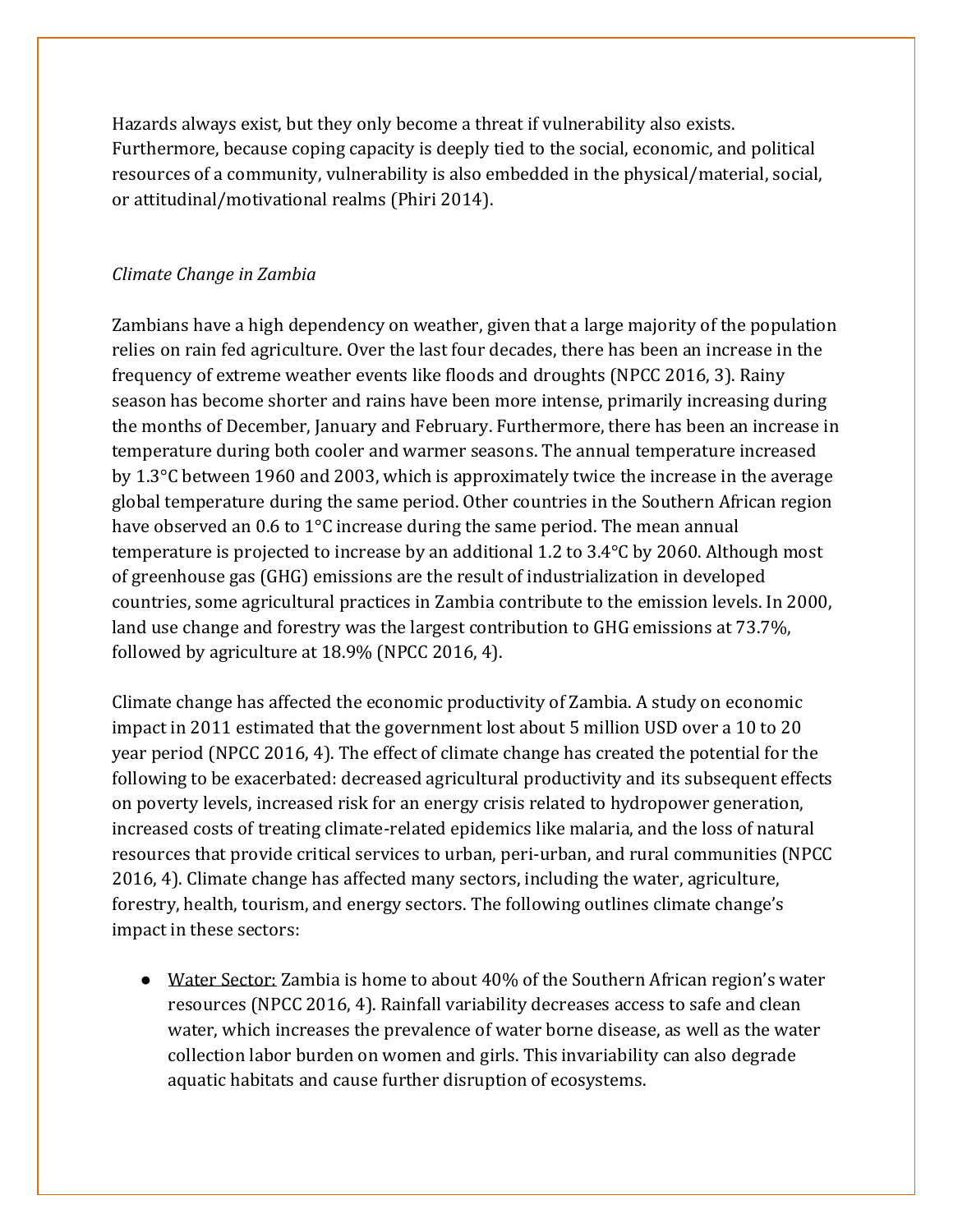Hazards always exist, but they only become a threat if vulnerability also exists. Furthermore, because coping capacity is deeply tied to the social, economic, and political resources of a community, vulnerability is also embedded in the physical/material, social, or attitudinal/motivational realms (Phiri 2014).

*Climate Change in Zambia*

Zambians have a high dependency on weather, given that a large majority of the population relies on rain fed agriculture. Over the last four decades, there has been an increase in the frequency of extreme weather events like floods and droughts (NPCC 2016, 3). Rainy season has become shorter and rains have been more intense, primarily increasing during the months of December, January and February. Furthermore, there has been an increase in temperature during both cooler and warmer seasons. The annual temperature increased by 1.3°C between 1960 and 2003, which is approximately twice the increase in the average global temperature during the same period. Other countries in the Southern African region have observed an 0.6 to 1°C increase during the same period. The mean annual temperature is projected to increase by an additional 1.2 to 3.4°C by 2060. Although most of greenhouse gas (GHG) emissions are the result of industrialization in developed countries, some agricultural practices in Zambia contribute to the emission levels. In 2000, land use change and forestry was the largest contribution to GHG emissions at 73.7%, followed by agriculture at 18.9% (NPCC 2016, 4).

Climate change has affected the economic productivity of Zambia. A study on economic impact in 2011 estimated that the government lost about 5 million USD over a 10 to 20 year period (NPCC 2016, 4). The effect of climate change has created the potential for the following to be exacerbated: decreased agricultural productivity and its subsequent effects on poverty levels, increased risk for an energy crisis related to hydropower generation, increased costs of treating climate-related epidemics like malaria, and the loss of natural resources that provide critical services to urban, peri-urban, and rural communities (NPCC 2016, 4). Climate change has affected many sectors, including the water, agriculture, forestry, health, tourism, and energy sectors. The following outlines climate change's impact in these sectors:

- <u>Water Sector:</u> Zambia is home to about 40% of the Southern African region's water resources (NPCC 2016, 4). Rainfall variability decreases access to safe and clean water, which increases the prevalence of water borne disease, as well as the water collection labor burden on women and girls. This invariability can also degrade aquatic habitats and cause further disruption of ecosystems.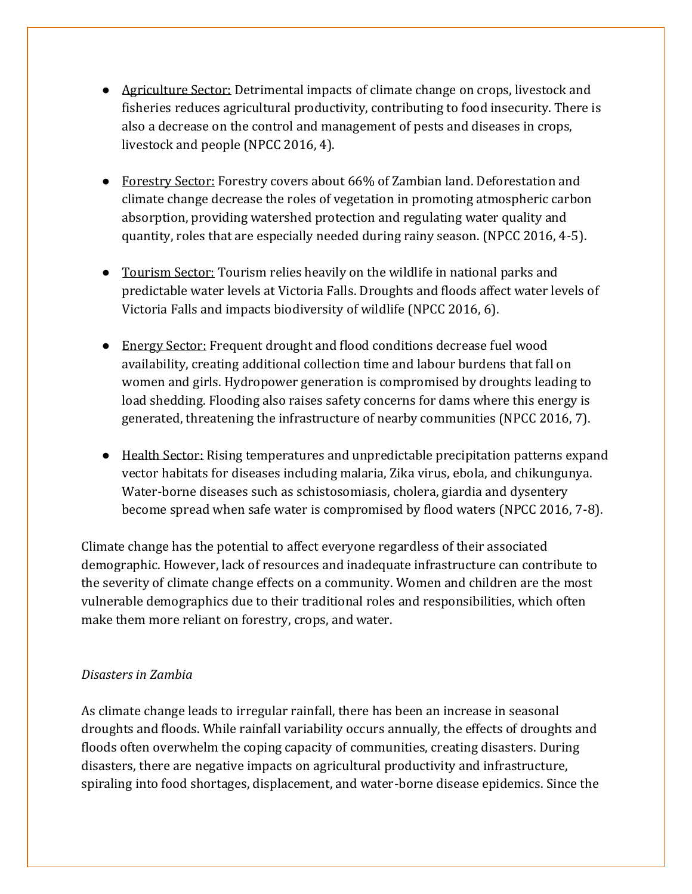- <u>Agriculture Sector:</u> Detrimental impacts of climate change on crops, livestock and fisheries reduces agricultural productivity, contributing to food insecurity. There is also a decrease on the control and management of pests and diseases in crops, livestock and people (NPCC 2016, 4).

- <u>Forestry Sector:</u> Forestry covers about 66% of Zambian land. Deforestation and climate change decrease the roles of vegetation in promoting atmospheric carbon absorption, providing watershed protection and regulating water quality and quantity, roles that are especially needed during rainy season. (NPCC 2016, 4-5).

- <u>Tourism Sector:</u> Tourism relies heavily on the wildlife in national parks and predictable water levels at Victoria Falls. Droughts and floods affect water levels of Victoria Falls and impacts biodiversity of wildlife (NPCC 2016, 6).

- <u>Energy Sector:</u> Frequent drought and flood conditions decrease fuel wood availability, creating additional collection time and labour burdens that fall on women and girls. Hydropower generation is compromised by droughts leading to load shedding. Flooding also raises safety concerns for dams where this energy is generated, threatening the infrastructure of nearby communities (NPCC 2016, 7).

- <u>Health Sector:</u> Rising temperatures and unpredictable precipitation patterns expand vector habitats for diseases including malaria, Zika virus, ebola, and chikungunya. Water-borne diseases such as schistosomiasis, cholera, giardia and dysentery become spread when safe water is compromised by flood waters (NPCC 2016, 7-8).

Climate change has the potential to affect everyone regardless of their associated demographic. However, lack of resources and inadequate infrastructure can contribute to the severity of climate change effects on a community. Women and children are the most vulnerable demographics due to their traditional roles and responsibilities, which often make them more reliant on forestry, crops, and water.

*Disasters in Zambia*

As climate change leads to irregular rainfall, there has been an increase in seasonal droughts and floods. While rainfall variability occurs annually, the effects of droughts and floods often overwhelm the coping capacity of communities, creating disasters. During disasters, there are negative impacts on agricultural productivity and infrastructure, spiraling into food shortages, displacement, and water-borne disease epidemics. Since the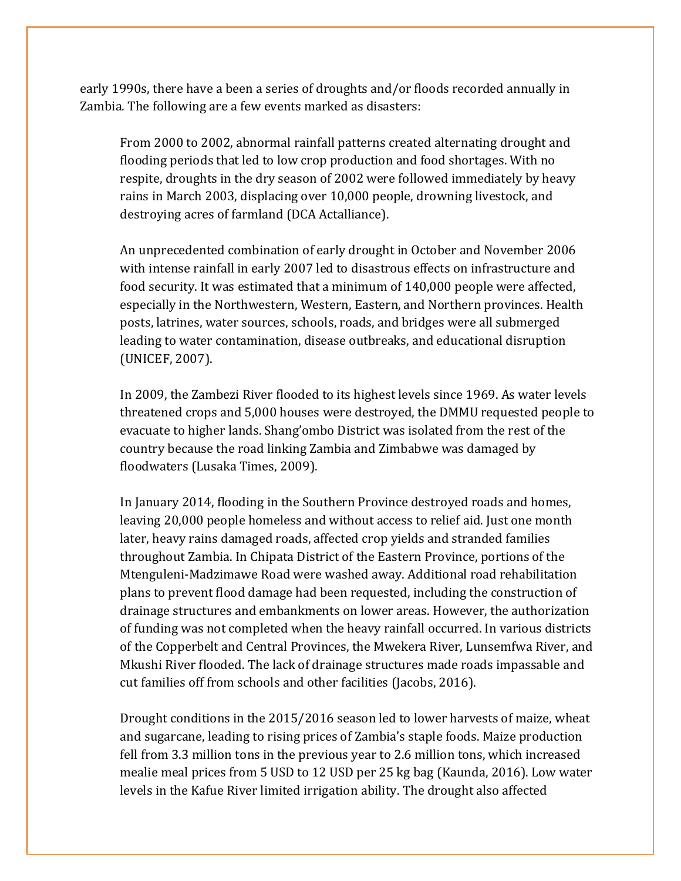early 1990s, there have a been a series of droughts and/or floods recorded annually in Zambia. The following are a few events marked as disasters:

> From 2000 to 2002, abnormal rainfall patterns created alternating drought and flooding periods that led to low crop production and food shortages. With no respite, droughts in the dry season of 2002 were followed immediately by heavy rains in March 2003, displacing over 10,000 people, drowning livestock, and destroying acres of farmland (DCA Actalliance).
>
> An unprecedented combination of early drought in October and November 2006 with intense rainfall in early 2007 led to disastrous effects on infrastructure and food security. It was estimated that a minimum of 140,000 people were affected, especially in the Northwestern, Western, Eastern, and Northern provinces. Health posts, latrines, water sources, schools, roads, and bridges were all submerged leading to water contamination, disease outbreaks, and educational disruption (UNICEF, 2007).
>
> In 2009, the Zambezi River flooded to its highest levels since 1969. As water levels threatened crops and 5,000 houses were destroyed, the DMMU requested people to evacuate to higher lands. Shang'ombo District was isolated from the rest of the country because the road linking Zambia and Zimbabwe was damaged by floodwaters (Lusaka Times, 2009).
>
> In January 2014, flooding in the Southern Province destroyed roads and homes, leaving 20,000 people homeless and without access to relief aid. Just one month later, heavy rains damaged roads, affected crop yields and stranded families throughout Zambia. In Chipata District of the Eastern Province, portions of the Mtenguleni-Madzimawe Road were washed away. Additional road rehabilitation plans to prevent flood damage had been requested, including the construction of drainage structures and embankments on lower areas. However, the authorization of funding was not completed when the heavy rainfall occurred. In various districts of the Copperbelt and Central Provinces, the Mwekera River, Lunsemfwa River, and Mkushi River flooded. The lack of drainage structures made roads impassable and cut families off from schools and other facilities (Jacobs, 2016).
>
> Drought conditions in the 2015/2016 season led to lower harvests of maize, wheat and sugarcane, leading to rising prices of Zambia's staple foods. Maize production fell from 3.3 million tons in the previous year to 2.6 million tons, which increased mealie meal prices from 5 USD to 12 USD per 25 kg bag (Kaunda, 2016). Low water levels in the Kafue River limited irrigation ability. The drought also affected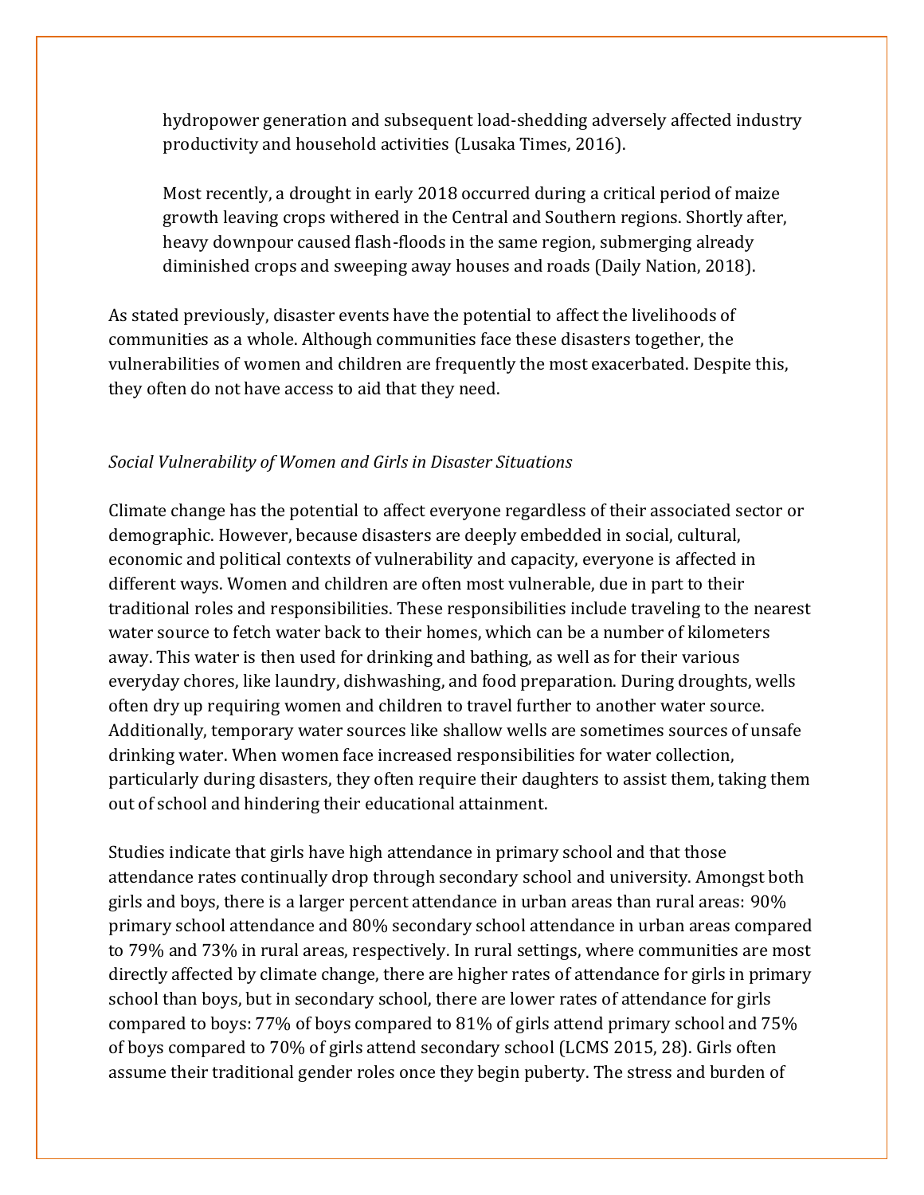hydropower generation and subsequent load-shedding adversely affected industry productivity and household activities (Lusaka Times, 2016).

Most recently, a drought in early 2018 occurred during a critical period of maize growth leaving crops withered in the Central and Southern regions. Shortly after, heavy downpour caused flash-floods in the same region, submerging already diminished crops and sweeping away houses and roads (Daily Nation, 2018).

As stated previously, disaster events have the potential to affect the livelihoods of communities as a whole. Although communities face these disasters together, the vulnerabilities of women and children are frequently the most exacerbated. Despite this, they often do not have access to aid that they need.

*Social Vulnerability of Women and Girls in Disaster Situations*

Climate change has the potential to affect everyone regardless of their associated sector or demographic. However, because disasters are deeply embedded in social, cultural, economic and political contexts of vulnerability and capacity, everyone is affected in different ways. Women and children are often most vulnerable, due in part to their traditional roles and responsibilities. These responsibilities include traveling to the nearest water source to fetch water back to their homes, which can be a number of kilometers away. This water is then used for drinking and bathing, as well as for their various everyday chores, like laundry, dishwashing, and food preparation. During droughts, wells often dry up requiring women and children to travel further to another water source. Additionally, temporary water sources like shallow wells are sometimes sources of unsafe drinking water. When women face increased responsibilities for water collection, particularly during disasters, they often require their daughters to assist them, taking them out of school and hindering their educational attainment.

Studies indicate that girls have high attendance in primary school and that those attendance rates continually drop through secondary school and university. Amongst both girls and boys, there is a larger percent attendance in urban areas than rural areas: 90% primary school attendance and 80% secondary school attendance in urban areas compared to 79% and 73% in rural areas, respectively. In rural settings, where communities are most directly affected by climate change, there are higher rates of attendance for girls in primary school than boys, but in secondary school, there are lower rates of attendance for girls compared to boys: 77% of boys compared to 81% of girls attend primary school and 75% of boys compared to 70% of girls attend secondary school (LCMS 2015, 28). Girls often assume their traditional gender roles once they begin puberty. The stress and burden of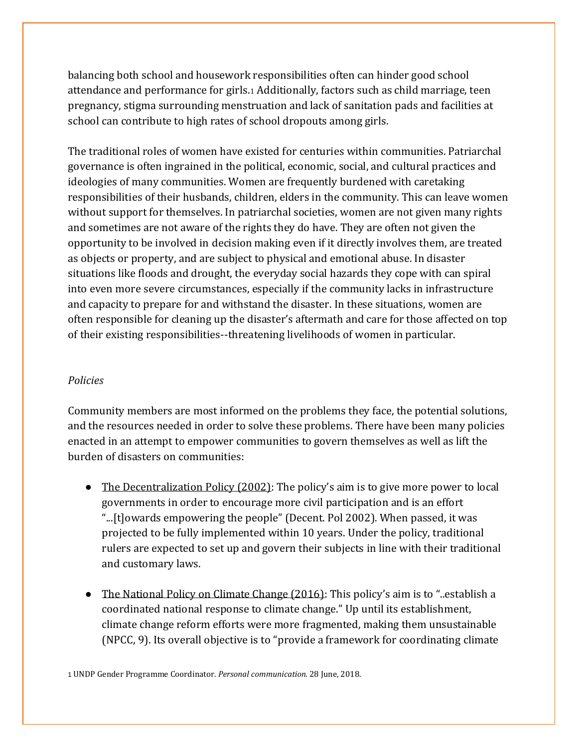balancing both school and housework responsibilities often can hinder good school attendance and performance for girls.[1] Additionally, factors such as child marriage, teen pregnancy, stigma surrounding menstruation and lack of sanitation pads and facilities at school can contribute to high rates of school dropouts among girls.

The traditional roles of women have existed for centuries within communities. Patriarchal governance is often ingrained in the political, economic, social, and cultural practices and ideologies of many communities. Women are frequently burdened with caretaking responsibilities of their husbands, children, elders in the community. This can leave women without support for themselves. In patriarchal societies, women are not given many rights and sometimes are not aware of the rights they do have. They are often not given the opportunity to be involved in decision making even if it directly involves them, are treated as objects or property, and are subject to physical and emotional abuse. In disaster situations like floods and drought, the everyday social hazards they cope with can spiral into even more severe circumstances, especially if the community lacks in infrastructure and capacity to prepare for and withstand the disaster. In these situations, women are often responsible for cleaning up the disaster's aftermath and care for those affected on top of their existing responsibilities--threatening livelihoods of women in particular.

*Policies*

Community members are most informed on the problems they face, the potential solutions, and the resources needed in order to solve these problems. There have been many policies enacted in an attempt to empower communities to govern themselves as well as lift the burden of disasters on communities:

- The Decentralization Policy (2002): The policy's aim is to give more power to local governments in order to encourage more civil participation and is an effort "...[t]owards empowering the people" (Decent. Pol 2002). When passed, it was projected to be fully implemented within 10 years. Under the policy, traditional rulers are expected to set up and govern their subjects in line with their traditional and customary laws.

- The National Policy on Climate Change (2016): This policy's aim is to "..establish a coordinated national response to climate change." Up until its establishment, climate change reform efforts were more fragmented, making them unsustainable (NPCC, 9). Its overall objective is to "provide a framework for coordinating climate

[1] UNDP Gender Programme Coordinator. *Personal communication.* 28 June, 2018.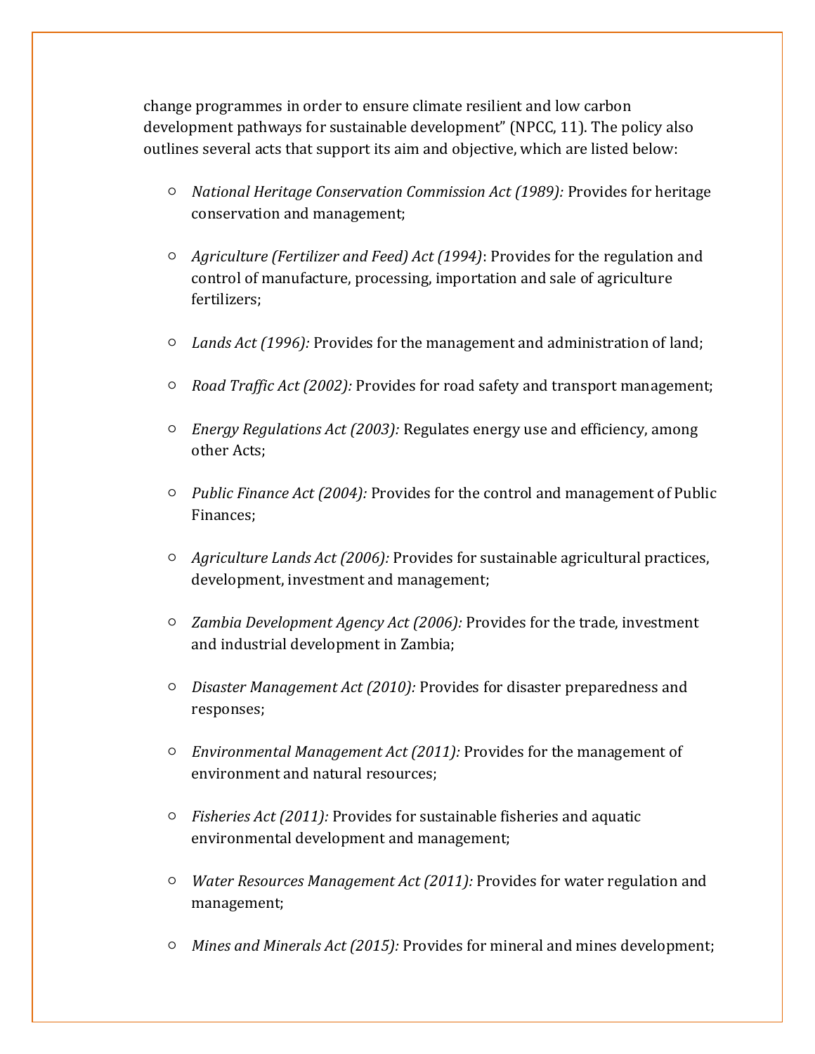change programmes in order to ensure climate resilient and low carbon development pathways for sustainable development" (NPCC, 11). The policy also outlines several acts that support its aim and objective, which are listed below:

- *National Heritage Conservation Commission Act (1989):* Provides for heritage conservation and management;
- *Agriculture (Fertilizer and Feed) Act (1994)*: Provides for the regulation and control of manufacture, processing, importation and sale of agriculture fertilizers;
- *Lands Act (1996):* Provides for the management and administration of land;
- *Road Traffic Act (2002):* Provides for road safety and transport management;
- *Energy Regulations Act (2003):* Regulates energy use and efficiency, among other Acts;
- *Public Finance Act (2004):* Provides for the control and management of Public Finances;
- *Agriculture Lands Act (2006):* Provides for sustainable agricultural practices, development, investment and management;
- *Zambia Development Agency Act (2006):* Provides for the trade, investment and industrial development in Zambia;
- *Disaster Management Act (2010):* Provides for disaster preparedness and responses;
- *Environmental Management Act (2011):* Provides for the management of environment and natural resources;
- *Fisheries Act (2011):* Provides for sustainable fisheries and aquatic environmental development and management;
- *Water Resources Management Act (2011):* Provides for water regulation and management;
- *Mines and Minerals Act (2015):* Provides for mineral and mines development;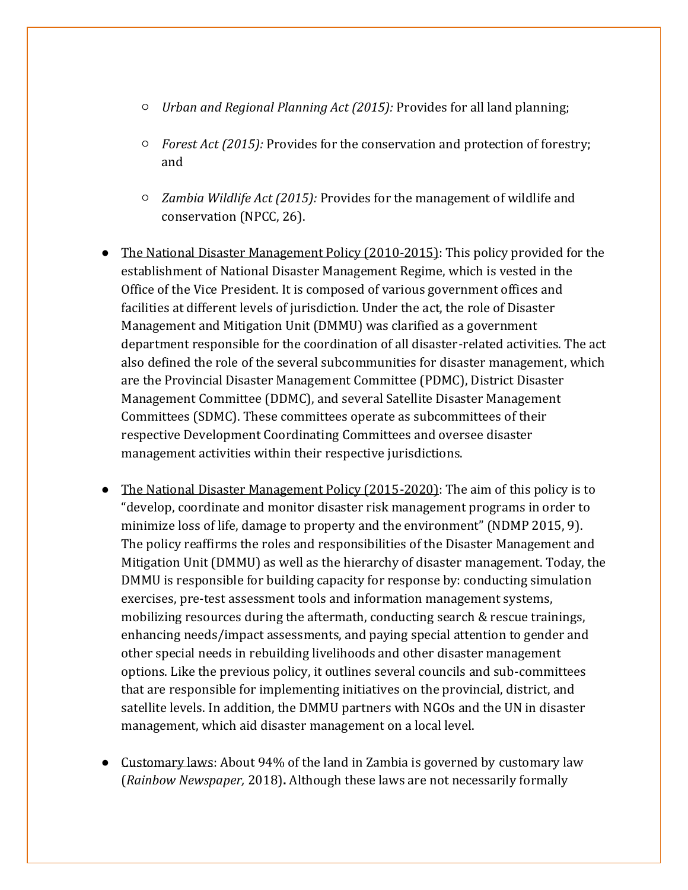- *Urban and Regional Planning Act (2015):* Provides for all land planning;
    - *Forest Act (2015):* Provides for the conservation and protection of forestry; and
    - *Zambia Wildlife Act (2015):* Provides for the management of wildlife and conservation (NPCC, 26).

- The National Disaster Management Policy (2010-2015): This policy provided for the establishment of National Disaster Management Regime, which is vested in the Office of the Vice President. It is composed of various government offices and facilities at different levels of jurisdiction. Under the act, the role of Disaster Management and Mitigation Unit (DMMU) was clarified as a government department responsible for the coordination of all disaster-related activities. The act also defined the role of the several subcommunities for disaster management, which are the Provincial Disaster Management Committee (PDMC), District Disaster Management Committee (DDMC), and several Satellite Disaster Management Committees (SDMC). These committees operate as subcommittees of their respective Development Coordinating Committees and oversee disaster management activities within their respective jurisdictions.

- The National Disaster Management Policy (2015-2020): The aim of this policy is to "develop, coordinate and monitor disaster risk management programs in order to minimize loss of life, damage to property and the environment" (NDMP 2015, 9). The policy reaffirms the roles and responsibilities of the Disaster Management and Mitigation Unit (DMMU) as well as the hierarchy of disaster management. Today, the DMMU is responsible for building capacity for response by: conducting simulation exercises, pre-test assessment tools and information management systems, mobilizing resources during the aftermath, conducting search & rescue trainings, enhancing needs/impact assessments, and paying special attention to gender and other special needs in rebuilding livelihoods and other disaster management options. Like the previous policy, it outlines several councils and sub-committees that are responsible for implementing initiatives on the provincial, district, and satellite levels. In addition, the DMMU partners with NGOs and the UN in disaster management, which aid disaster management on a local level.

- Customary laws: About 94% of the land in Zambia is governed by customary law (*Rainbow Newspaper,* 2018)**.** Although these laws are not necessarily formally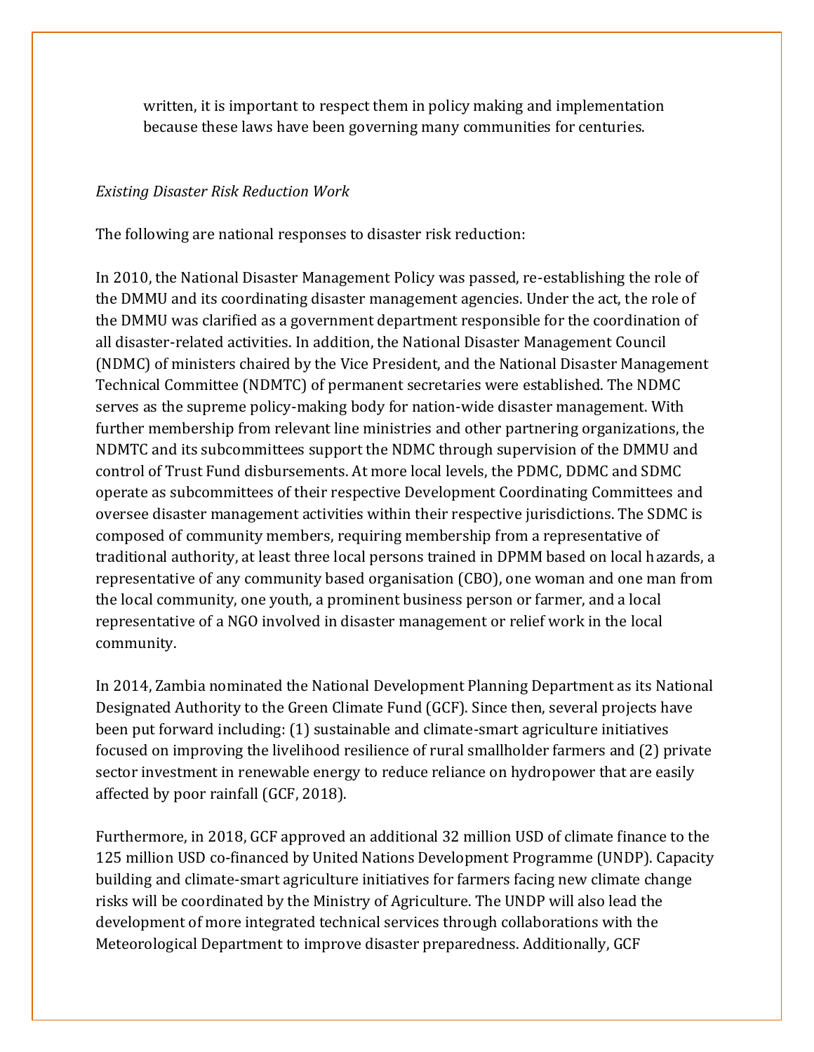written, it is important to respect them in policy making and implementation because these laws have been governing many communities for centuries.

*Existing Disaster Risk Reduction Work*

The following are national responses to disaster risk reduction:

In 2010, the National Disaster Management Policy was passed, re-establishing the role of the DMMU and its coordinating disaster management agencies. Under the act, the role of the DMMU was clarified as a government department responsible for the coordination of all disaster-related activities. In addition, the National Disaster Management Council (NDMC) of ministers chaired by the Vice President, and the National Disaster Management Technical Committee (NDMTC) of permanent secretaries were established. The NDMC serves as the supreme policy-making body for nation-wide disaster management. With further membership from relevant line ministries and other partnering organizations, the NDMTC and its subcommittees support the NDMC through supervision of the DMMU and control of Trust Fund disbursements. At more local levels, the PDMC, DDMC and SDMC operate as subcommittees of their respective Development Coordinating Committees and oversee disaster management activities within their respective jurisdictions. The SDMC is composed of community members, requiring membership from a representative of traditional authority, at least three local persons trained in DPMM based on local hazards, a representative of any community based organisation (CBO), one woman and one man from the local community, one youth, a prominent business person or farmer, and a local representative of a NGO involved in disaster management or relief work in the local community.

In 2014, Zambia nominated the National Development Planning Department as its National Designated Authority to the Green Climate Fund (GCF). Since then, several projects have been put forward including: (1) sustainable and climate-smart agriculture initiatives focused on improving the livelihood resilience of rural smallholder farmers and (2) private sector investment in renewable energy to reduce reliance on hydropower that are easily affected by poor rainfall (GCF, 2018).

Furthermore, in 2018, GCF approved an additional 32 million USD of climate finance to the 125 million USD co-financed by United Nations Development Programme (UNDP). Capacity building and climate-smart agriculture initiatives for farmers facing new climate change risks will be coordinated by the Ministry of Agriculture. The UNDP will also lead the development of more integrated technical services through collaborations with the Meteorological Department to improve disaster preparedness. Additionally, GCF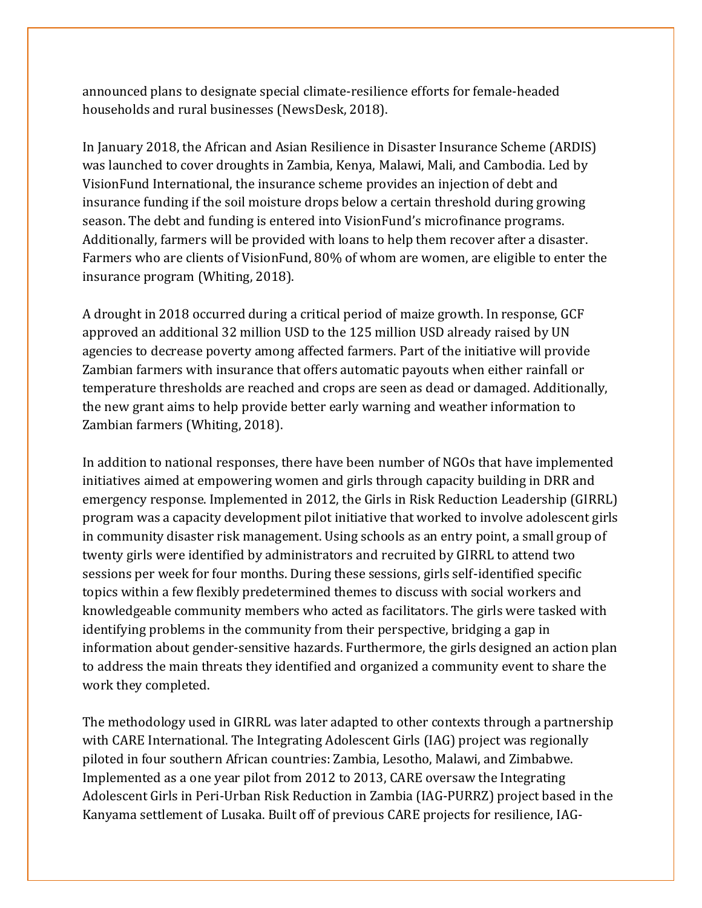announced plans to designate special climate-resilience efforts for female-headed households and rural businesses (NewsDesk, 2018).

In January 2018, the African and Asian Resilience in Disaster Insurance Scheme (ARDIS) was launched to cover droughts in Zambia, Kenya, Malawi, Mali, and Cambodia. Led by VisionFund International, the insurance scheme provides an injection of debt and insurance funding if the soil moisture drops below a certain threshold during growing season. The debt and funding is entered into VisionFund's microfinance programs. Additionally, farmers will be provided with loans to help them recover after a disaster. Farmers who are clients of VisionFund, 80% of whom are women, are eligible to enter the insurance program (Whiting, 2018).

A drought in 2018 occurred during a critical period of maize growth. In response, GCF approved an additional 32 million USD to the 125 million USD already raised by UN agencies to decrease poverty among affected farmers. Part of the initiative will provide Zambian farmers with insurance that offers automatic payouts when either rainfall or temperature thresholds are reached and crops are seen as dead or damaged. Additionally, the new grant aims to help provide better early warning and weather information to Zambian farmers (Whiting, 2018).

In addition to national responses, there have been number of NGOs that have implemented initiatives aimed at empowering women and girls through capacity building in DRR and emergency response. Implemented in 2012, the Girls in Risk Reduction Leadership (GIRRL) program was a capacity development pilot initiative that worked to involve adolescent girls in community disaster risk management. Using schools as an entry point, a small group of twenty girls were identified by administrators and recruited by GIRRL to attend two sessions per week for four months. During these sessions, girls self-identified specific topics within a few flexibly predetermined themes to discuss with social workers and knowledgeable community members who acted as facilitators. The girls were tasked with identifying problems in the community from their perspective, bridging a gap in information about gender-sensitive hazards. Furthermore, the girls designed an action plan to address the main threats they identified and organized a community event to share the work they completed.

The methodology used in GIRRL was later adapted to other contexts through a partnership with CARE International. The Integrating Adolescent Girls (IAG) project was regionally piloted in four southern African countries: Zambia, Lesotho, Malawi, and Zimbabwe. Implemented as a one year pilot from 2012 to 2013, CARE oversaw the Integrating Adolescent Girls in Peri-Urban Risk Reduction in Zambia (IAG-PURRZ) project based in the Kanyama settlement of Lusaka. Built off of previous CARE projects for resilience, IAG-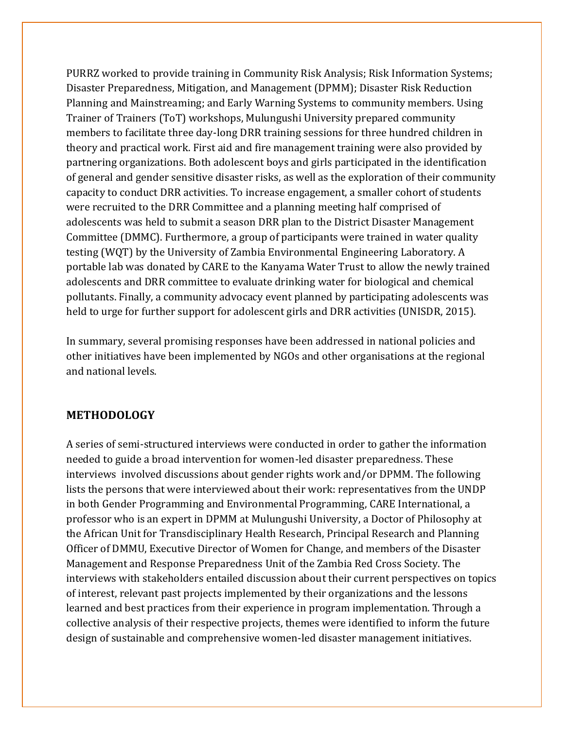PURRZ worked to provide training in Community Risk Analysis; Risk Information Systems; Disaster Preparedness, Mitigation, and Management (DPMM); Disaster Risk Reduction Planning and Mainstreaming; and Early Warning Systems to community members. Using Trainer of Trainers (ToT) workshops, Mulungushi University prepared community members to facilitate three day-long DRR training sessions for three hundred children in theory and practical work. First aid and fire management training were also provided by partnering organizations. Both adolescent boys and girls participated in the identification of general and gender sensitive disaster risks, as well as the exploration of their community capacity to conduct DRR activities. To increase engagement, a smaller cohort of students were recruited to the DRR Committee and a planning meeting half comprised of adolescents was held to submit a season DRR plan to the District Disaster Management Committee (DMMC). Furthermore, a group of participants were trained in water quality testing (WQT) by the University of Zambia Environmental Engineering Laboratory. A portable lab was donated by CARE to the Kanyama Water Trust to allow the newly trained adolescents and DRR committee to evaluate drinking water for biological and chemical pollutants. Finally, a community advocacy event planned by participating adolescents was held to urge for further support for adolescent girls and DRR activities (UNISDR, 2015).

In summary, several promising responses have been addressed in national policies and other initiatives have been implemented by NGOs and other organisations at the regional and national levels.

## METHODOLOGY

A series of semi-structured interviews were conducted in order to gather the information needed to guide a broad intervention for women-led disaster preparedness. These interviews involved discussions about gender rights work and/or DPMM. The following lists the persons that were interviewed about their work: representatives from the UNDP in both Gender Programming and Environmental Programming, CARE International, a professor who is an expert in DPMM at Mulungushi University, a Doctor of Philosophy at the African Unit for Transdisciplinary Health Research, Principal Research and Planning Officer of DMMU, Executive Director of Women for Change, and members of the Disaster Management and Response Preparedness Unit of the Zambia Red Cross Society. The interviews with stakeholders entailed discussion about their current perspectives on topics of interest, relevant past projects implemented by their organizations and the lessons learned and best practices from their experience in program implementation. Through a collective analysis of their respective projects, themes were identified to inform the future design of sustainable and comprehensive women-led disaster management initiatives.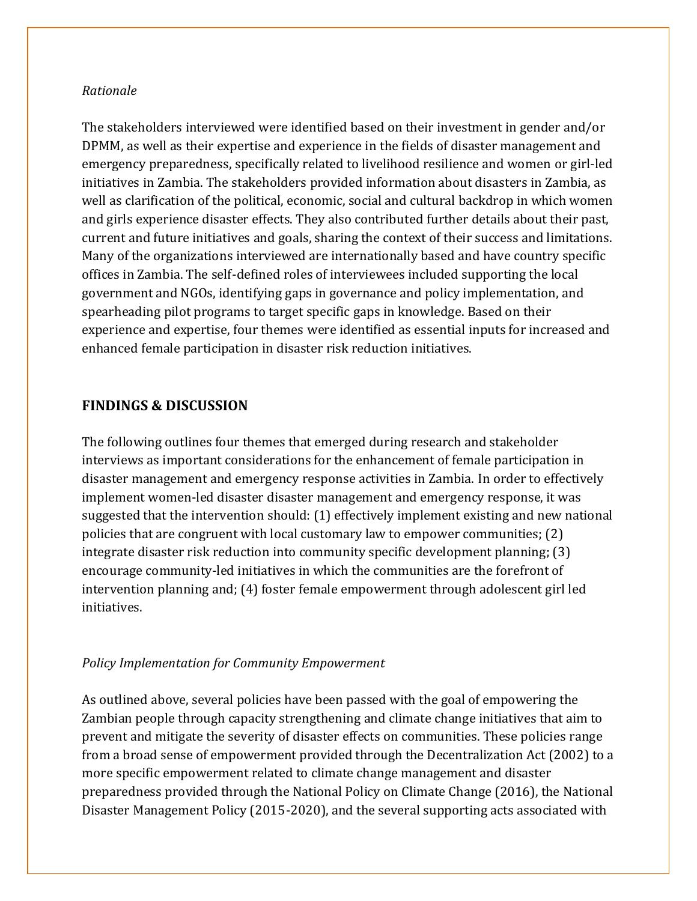*Rationale*

The stakeholders interviewed were identified based on their investment in gender and/or DPMM, as well as their expertise and experience in the fields of disaster management and emergency preparedness, specifically related to livelihood resilience and women or girl-led initiatives in Zambia. The stakeholders provided information about disasters in Zambia, as well as clarification of the political, economic, social and cultural backdrop in which women and girls experience disaster effects. They also contributed further details about their past, current and future initiatives and goals, sharing the context of their success and limitations. Many of the organizations interviewed are internationally based and have country specific offices in Zambia. The self-defined roles of interviewees included supporting the local government and NGOs, identifying gaps in governance and policy implementation, and spearheading pilot programs to target specific gaps in knowledge. Based on their experience and expertise, four themes were identified as essential inputs for increased and enhanced female participation in disaster risk reduction initiatives.

## FINDINGS & DISCUSSION

The following outlines four themes that emerged during research and stakeholder interviews as important considerations for the enhancement of female participation in disaster management and emergency response activities in Zambia. In order to effectively implement women-led disaster disaster management and emergency response, it was suggested that the intervention should: (1) effectively implement existing and new national policies that are congruent with local customary law to empower communities; (2) integrate disaster risk reduction into community specific development planning; (3) encourage community-led initiatives in which the communities are the forefront of intervention planning and; (4) foster female empowerment through adolescent girl led initiatives.

*Policy Implementation for Community Empowerment*

As outlined above, several policies have been passed with the goal of empowering the Zambian people through capacity strengthening and climate change initiatives that aim to prevent and mitigate the severity of disaster effects on communities. These policies range from a broad sense of empowerment provided through the Decentralization Act (2002) to a more specific empowerment related to climate change management and disaster preparedness provided through the National Policy on Climate Change (2016), the National Disaster Management Policy (2015-2020), and the several supporting acts associated with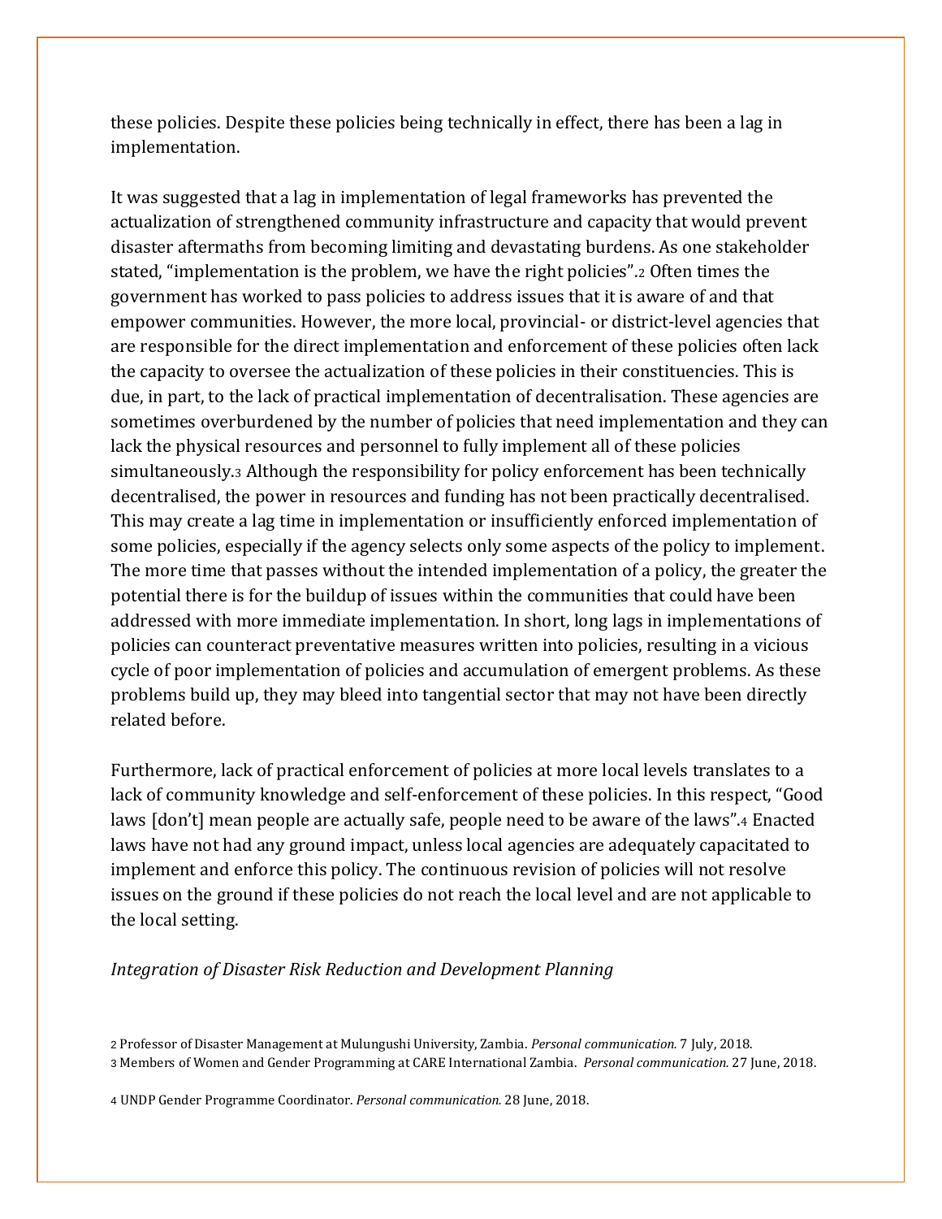these policies. Despite these policies being technically in effect, there has been a lag in implementation.

It was suggested that a lag in implementation of legal frameworks has prevented the actualization of strengthened community infrastructure and capacity that would prevent disaster aftermaths from becoming limiting and devastating burdens. As one stakeholder stated, "implementation is the problem, we have the right policies".[2] Often times the government has worked to pass policies to address issues that it is aware of and that empower communities. However, the more local, provincial- or district-level agencies that are responsible for the direct implementation and enforcement of these policies often lack the capacity to oversee the actualization of these policies in their constituencies. This is due, in part, to the lack of practical implementation of decentralisation. These agencies are sometimes overburdened by the number of policies that need implementation and they can lack the physical resources and personnel to fully implement all of these policies simultaneously.[3] Although the responsibility for policy enforcement has been technically decentralised, the power in resources and funding has not been practically decentralised. This may create a lag time in implementation or insufficiently enforced implementation of some policies, especially if the agency selects only some aspects of the policy to implement. The more time that passes without the intended implementation of a policy, the greater the potential there is for the buildup of issues within the communities that could have been addressed with more immediate implementation. In short, long lags in implementations of policies can counteract preventative measures written into policies, resulting in a vicious cycle of poor implementation of policies and accumulation of emergent problems. As these problems build up, they may bleed into tangential sector that may not have been directly related before.

Furthermore, lack of practical enforcement of policies at more local levels translates to a lack of community knowledge and self-enforcement of these policies. In this respect, "Good laws [don't] mean people are actually safe, people need to be aware of the laws".[4] Enacted laws have not had any ground impact, unless local agencies are adequately capacitated to implement and enforce this policy. The continuous revision of policies will not resolve issues on the ground if these policies do not reach the local level and are not applicable to the local setting.

*Integration of Disaster Risk Reduction and Development Planning*

[2] Professor of Disaster Management at Mulungushi University, Zambia. *Personal communication.* 7 July, 2018.
[3] Members of Women and Gender Programming at CARE International Zambia. *Personal communication.* 27 June, 2018.

[4] UNDP Gender Programme Coordinator. *Personal communication.* 28 June, 2018.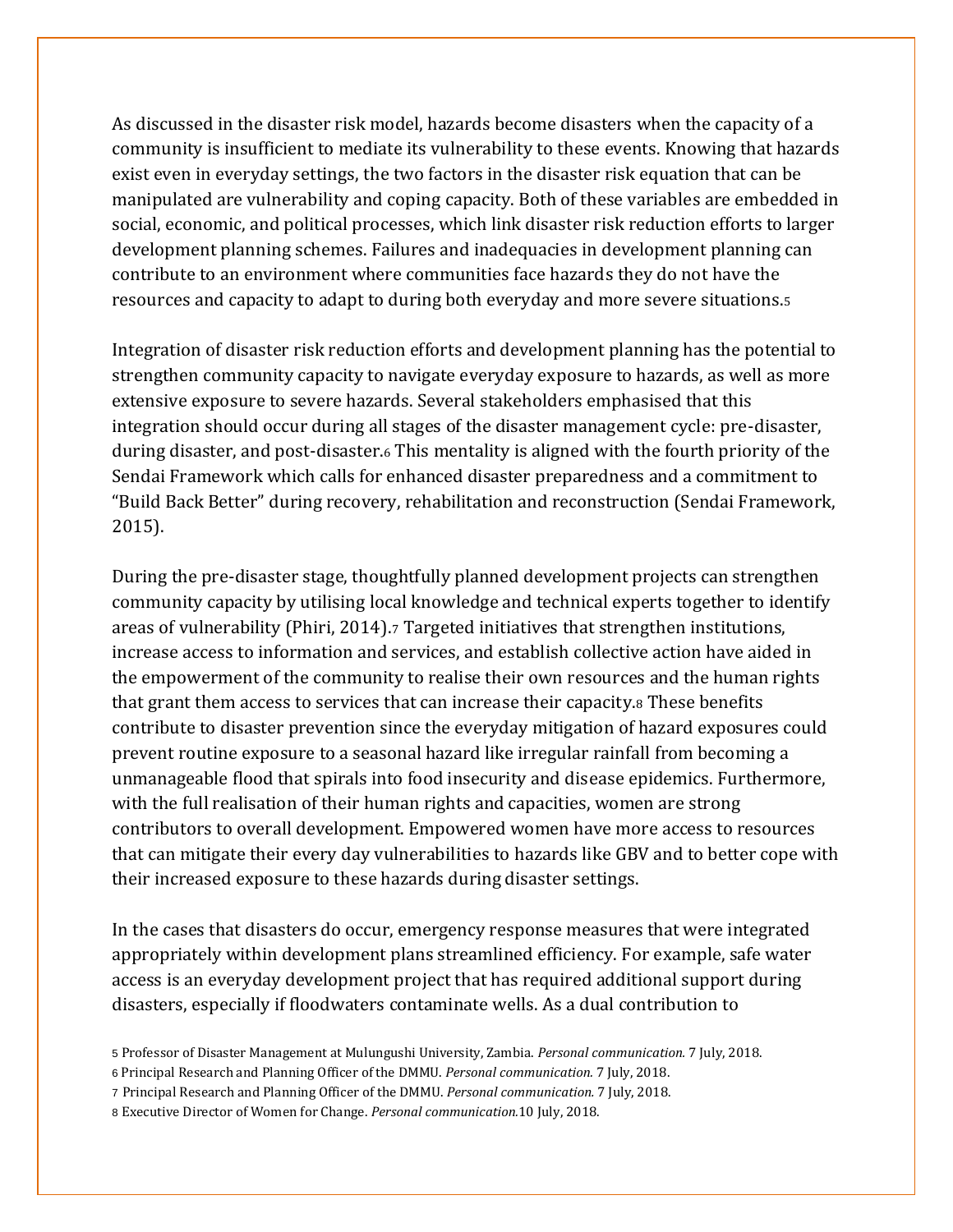As discussed in the disaster risk model, hazards become disasters when the capacity of a community is insufficient to mediate its vulnerability to these events. Knowing that hazards exist even in everyday settings, the two factors in the disaster risk equation that can be manipulated are vulnerability and coping capacity. Both of these variables are embedded in social, economic, and political processes, which link disaster risk reduction efforts to larger development planning schemes. Failures and inadequacies in development planning can contribute to an environment where communities face hazards they do not have the resources and capacity to adapt to during both everyday and more severe situations.[5]

Integration of disaster risk reduction efforts and development planning has the potential to strengthen community capacity to navigate everyday exposure to hazards, as well as more extensive exposure to severe hazards. Several stakeholders emphasised that this integration should occur during all stages of the disaster management cycle: pre-disaster, during disaster, and post-disaster.[6] This mentality is aligned with the fourth priority of the Sendai Framework which calls for enhanced disaster preparedness and a commitment to "Build Back Better" during recovery, rehabilitation and reconstruction (Sendai Framework, 2015).

During the pre-disaster stage, thoughtfully planned development projects can strengthen community capacity by utilising local knowledge and technical experts together to identify areas of vulnerability (Phiri, 2014).[7] Targeted initiatives that strengthen institutions, increase access to information and services, and establish collective action have aided in the empowerment of the community to realise their own resources and the human rights that grant them access to services that can increase their capacity.[8] These benefits contribute to disaster prevention since the everyday mitigation of hazard exposures could prevent routine exposure to a seasonal hazard like irregular rainfall from becoming a unmanageable flood that spirals into food insecurity and disease epidemics. Furthermore, with the full realisation of their human rights and capacities, women are strong contributors to overall development. Empowered women have more access to resources that can mitigate their every day vulnerabilities to hazards like GBV and to better cope with their increased exposure to these hazards during disaster settings.

In the cases that disasters do occur, emergency response measures that were integrated appropriately within development plans streamlined efficiency. For example, safe water access is an everyday development project that has required additional support during disasters, especially if floodwaters contaminate wells. As a dual contribution to

[5] Professor of Disaster Management at Mulungushi University, Zambia. *Personal communication.* 7 July, 2018.

[6] Principal Research and Planning Officer of the DMMU. *Personal communication.* 7 July, 2018.

[7] Principal Research and Planning Officer of the DMMU. *Personal communication.* 7 July, 2018.

[8] Executive Director of Women for Change. *Personal communication.* 10 July, 2018.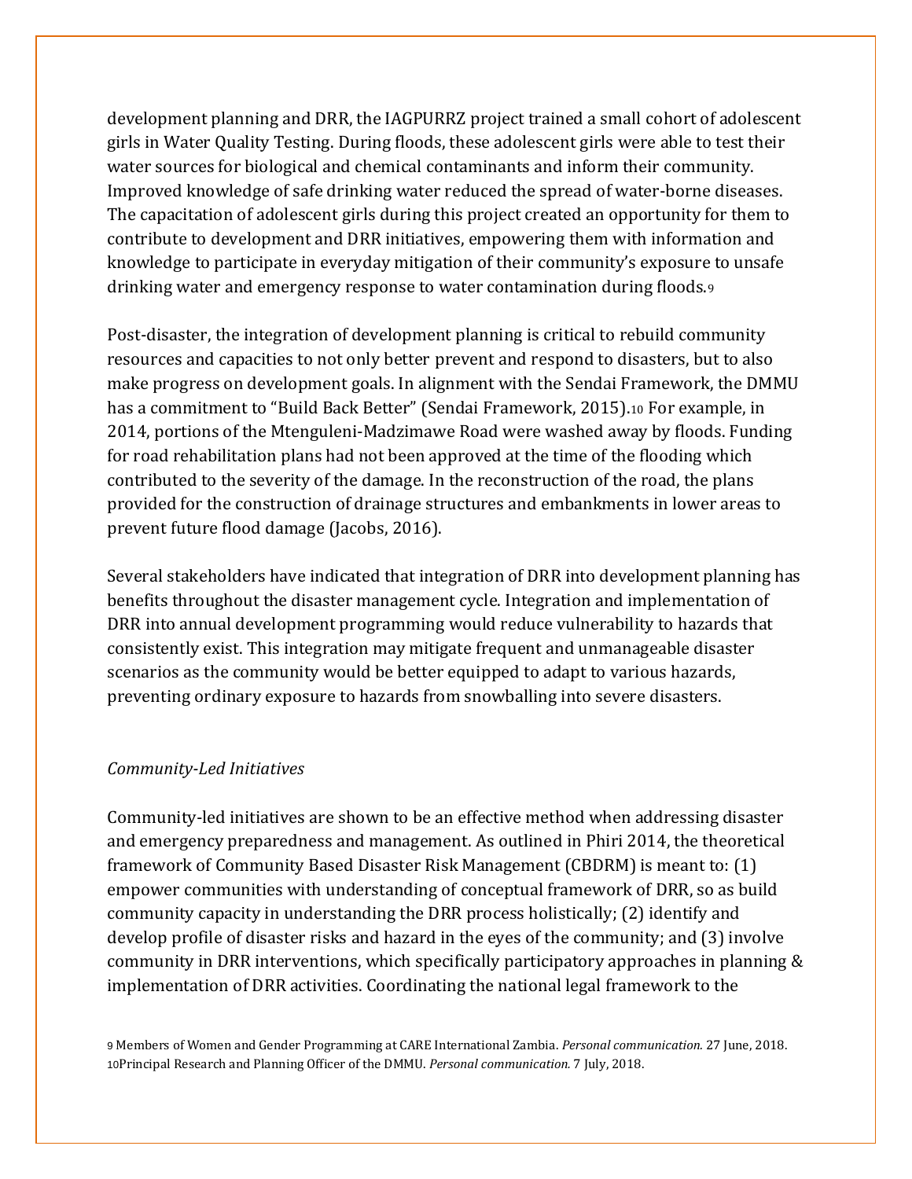development planning and DRR, the IAGPURRZ project trained a small cohort of adolescent girls in Water Quality Testing. During floods, these adolescent girls were able to test their water sources for biological and chemical contaminants and inform their community. Improved knowledge of safe drinking water reduced the spread of water-borne diseases. The capacitation of adolescent girls during this project created an opportunity for them to contribute to development and DRR initiatives, empowering them with information and knowledge to participate in everyday mitigation of their community's exposure to unsafe drinking water and emergency response to water contamination during floods.[9]

Post-disaster, the integration of development planning is critical to rebuild community resources and capacities to not only better prevent and respond to disasters, but to also make progress on development goals. In alignment with the Sendai Framework, the DMMU has a commitment to "Build Back Better" (Sendai Framework, 2015).[10] For example, in 2014, portions of the Mtenguleni-Madzimawe Road were washed away by floods. Funding for road rehabilitation plans had not been approved at the time of the flooding which contributed to the severity of the damage. In the reconstruction of the road, the plans provided for the construction of drainage structures and embankments in lower areas to prevent future flood damage (Jacobs, 2016).

Several stakeholders have indicated that integration of DRR into development planning has benefits throughout the disaster management cycle. Integration and implementation of DRR into annual development programming would reduce vulnerability to hazards that consistently exist. This integration may mitigate frequent and unmanageable disaster scenarios as the community would be better equipped to adapt to various hazards, preventing ordinary exposure to hazards from snowballing into severe disasters.

*Community-Led Initiatives*

Community-led initiatives are shown to be an effective method when addressing disaster and emergency preparedness and management. As outlined in Phiri 2014, the theoretical framework of Community Based Disaster Risk Management (CBDRM) is meant to: (1) empower communities with understanding of conceptual framework of DRR, so as build community capacity in understanding the DRR process holistically; (2) identify and develop profile of disaster risks and hazard in the eyes of the community; and (3) involve community in DRR interventions, which specifically participatory approaches in planning & implementation of DRR activities. Coordinating the national legal framework to the

[9] Members of Women and Gender Programming at CARE International Zambia. *Personal communication.* 27 June, 2018.
[10] Principal Research and Planning Officer of the DMMU. *Personal communication.* 7 July, 2018.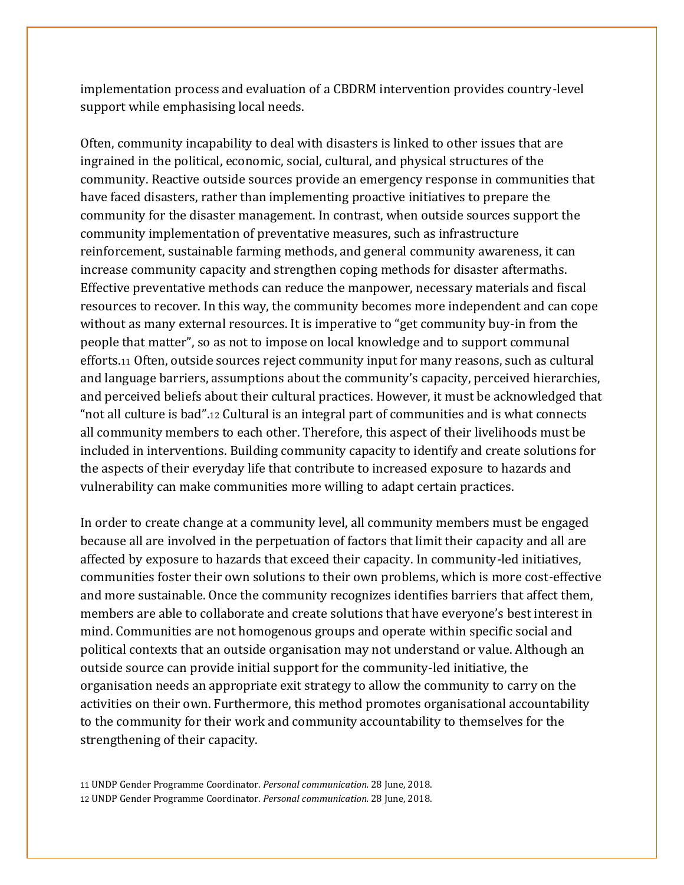implementation process and evaluation of a CBDRM intervention provides country-level support while emphasising local needs.

Often, community incapability to deal with disasters is linked to other issues that are ingrained in the political, economic, social, cultural, and physical structures of the community. Reactive outside sources provide an emergency response in communities that have faced disasters, rather than implementing proactive initiatives to prepare the community for the disaster management. In contrast, when outside sources support the community implementation of preventative measures, such as infrastructure reinforcement, sustainable farming methods, and general community awareness, it can increase community capacity and strengthen coping methods for disaster aftermaths. Effective preventative methods can reduce the manpower, necessary materials and fiscal resources to recover. In this way, the community becomes more independent and can cope without as many external resources. It is imperative to "get community buy-in from the people that matter", so as not to impose on local knowledge and to support communal efforts.[11] Often, outside sources reject community input for many reasons, such as cultural and language barriers, assumptions about the community's capacity, perceived hierarchies, and perceived beliefs about their cultural practices. However, it must be acknowledged that "not all culture is bad".[12] Cultural is an integral part of communities and is what connects all community members to each other. Therefore, this aspect of their livelihoods must be included in interventions. Building community capacity to identify and create solutions for the aspects of their everyday life that contribute to increased exposure to hazards and vulnerability can make communities more willing to adapt certain practices.

In order to create change at a community level, all community members must be engaged because all are involved in the perpetuation of factors that limit their capacity and all are affected by exposure to hazards that exceed their capacity. In community-led initiatives, communities foster their own solutions to their own problems, which is more cost-effective and more sustainable. Once the community recognizes identifies barriers that affect them, members are able to collaborate and create solutions that have everyone's best interest in mind. Communities are not homogenous groups and operate within specific social and political contexts that an outside organisation may not understand or value. Although an outside source can provide initial support for the community-led initiative, the organisation needs an appropriate exit strategy to allow the community to carry on the activities on their own. Furthermore, this method promotes organisational accountability to the community for their work and community accountability to themselves for the strengthening of their capacity.

[11] UNDP Gender Programme Coordinator. *Personal communication.* 28 June, 2018.
[12] UNDP Gender Programme Coordinator. *Personal communication.* 28 June, 2018.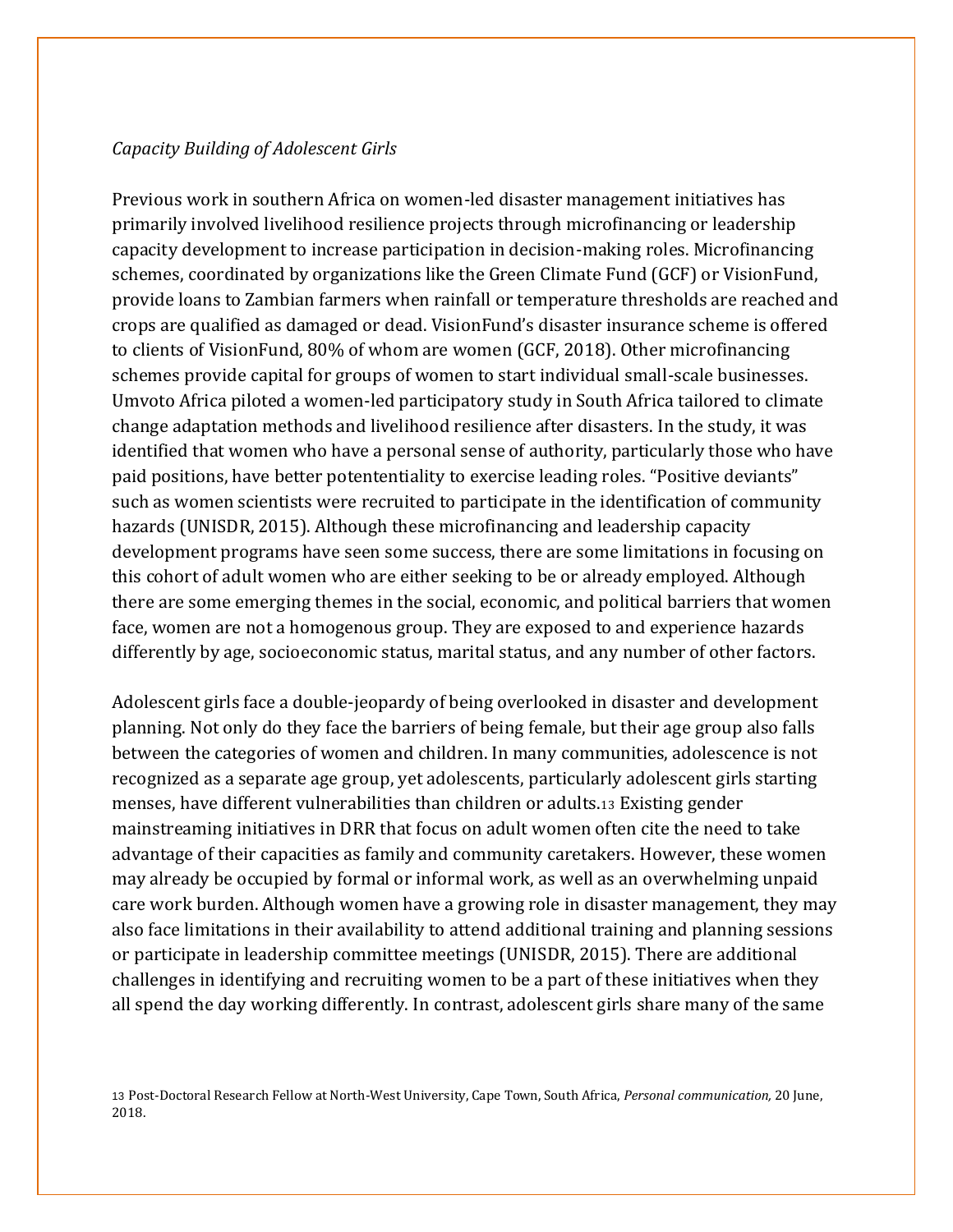*Capacity Building of Adolescent Girls*

Previous work in southern Africa on women-led disaster management initiatives has primarily involved livelihood resilience projects through microfinancing or leadership capacity development to increase participation in decision-making roles. Microfinancing schemes, coordinated by organizations like the Green Climate Fund (GCF) or VisionFund, provide loans to Zambian farmers when rainfall or temperature thresholds are reached and crops are qualified as damaged or dead. VisionFund's disaster insurance scheme is offered to clients of VisionFund, 80% of whom are women (GCF, 2018). Other microfinancing schemes provide capital for groups of women to start individual small-scale businesses. Umvoto Africa piloted a women-led participatory study in South Africa tailored to climate change adaptation methods and livelihood resilience after disasters. In the study, it was identified that women who have a personal sense of authority, particularly those who have paid positions, have better potententiality to exercise leading roles. "Positive deviants" such as women scientists were recruited to participate in the identification of community hazards (UNISDR, 2015). Although these microfinancing and leadership capacity development programs have seen some success, there are some limitations in focusing on this cohort of adult women who are either seeking to be or already employed. Although there are some emerging themes in the social, economic, and political barriers that women face, women are not a homogenous group. They are exposed to and experience hazards differently by age, socioeconomic status, marital status, and any number of other factors.

Adolescent girls face a double-jeopardy of being overlooked in disaster and development planning. Not only do they face the barriers of being female, but their age group also falls between the categories of women and children. In many communities, adolescence is not recognized as a separate age group, yet adolescents, particularly adolescent girls starting menses, have different vulnerabilities than children or adults.[13] Existing gender mainstreaming initiatives in DRR that focus on adult women often cite the need to take advantage of their capacities as family and community caretakers. However, these women may already be occupied by formal or informal work, as well as an overwhelming unpaid care work burden. Although women have a growing role in disaster management, they may also face limitations in their availability to attend additional training and planning sessions or participate in leadership committee meetings (UNISDR, 2015). There are additional challenges in identifying and recruiting women to be a part of these initiatives when they all spend the day working differently. In contrast, adolescent girls share many of the same

[13] Post-Doctoral Research Fellow at North-West University, Cape Town, South Africa, *Personal communication,* 20 June, 2018.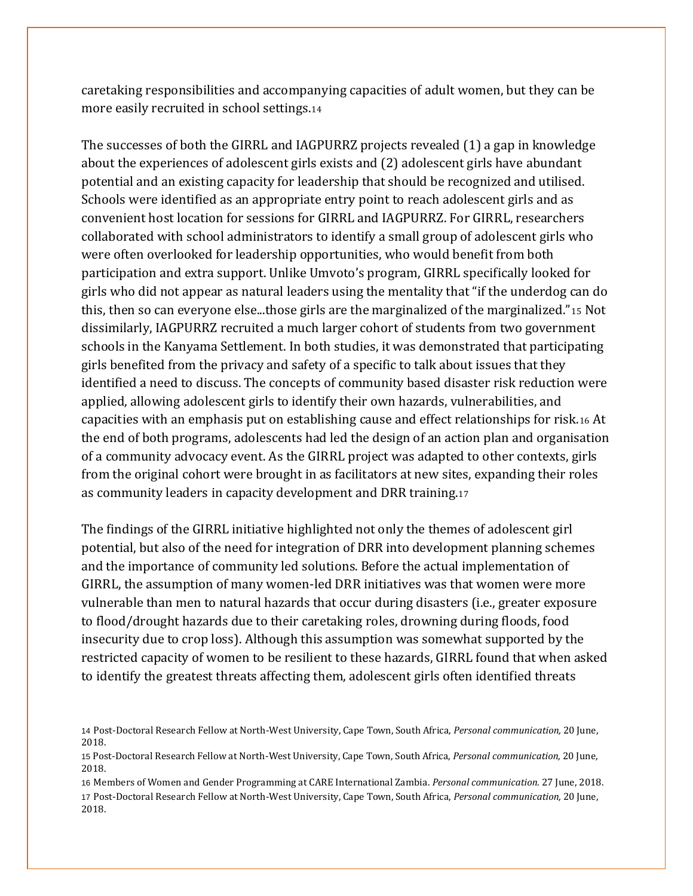caretaking responsibilities and accompanying capacities of adult women, but they can be more easily recruited in school settings.[14]

The successes of both the GIRRL and IAGPURRZ projects revealed (1) a gap in knowledge about the experiences of adolescent girls exists and (2) adolescent girls have abundant potential and an existing capacity for leadership that should be recognized and utilised. Schools were identified as an appropriate entry point to reach adolescent girls and as convenient host location for sessions for GIRRL and IAGPURRZ. For GIRRL, researchers collaborated with school administrators to identify a small group of adolescent girls who were often overlooked for leadership opportunities, who would benefit from both participation and extra support. Unlike Umvoto's program, GIRRL specifically looked for girls who did not appear as natural leaders using the mentality that "if the underdog can do this, then so can everyone else...those girls are the marginalized of the marginalized."[15] Not dissimilarly, IAGPURRZ recruited a much larger cohort of students from two government schools in the Kanyama Settlement. In both studies, it was demonstrated that participating girls benefited from the privacy and safety of a specific to talk about issues that they identified a need to discuss. The concepts of community based disaster risk reduction were applied, allowing adolescent girls to identify their own hazards, vulnerabilities, and capacities with an emphasis put on establishing cause and effect relationships for risk.[16] At the end of both programs, adolescents had led the design of an action plan and organisation of a community advocacy event. As the GIRRL project was adapted to other contexts, girls from the original cohort were brought in as facilitators at new sites, expanding their roles as community leaders in capacity development and DRR training.[17]

The findings of the GIRRL initiative highlighted not only the themes of adolescent girl potential, but also of the need for integration of DRR into development planning schemes and the importance of community led solutions. Before the actual implementation of GIRRL, the assumption of many women-led DRR initiatives was that women were more vulnerable than men to natural hazards that occur during disasters (i.e., greater exposure to flood/drought hazards due to their caretaking roles, drowning during floods, food insecurity due to crop loss). Although this assumption was somewhat supported by the restricted capacity of women to be resilient to these hazards, GIRRL found that when asked to identify the greatest threats affecting them, adolescent girls often identified threats

14 Post-Doctoral Research Fellow at North-West University, Cape Town, South Africa, *Personal communication,* 20 June, 2018.

15 Post-Doctoral Research Fellow at North-West University, Cape Town, South Africa, *Personal communication,* 20 June, 2018.

16 Members of Women and Gender Programming at CARE International Zambia. *Personal communication.* 27 June, 2018.

17 Post-Doctoral Research Fellow at North-West University, Cape Town, South Africa, *Personal communication,* 20 June, 2018.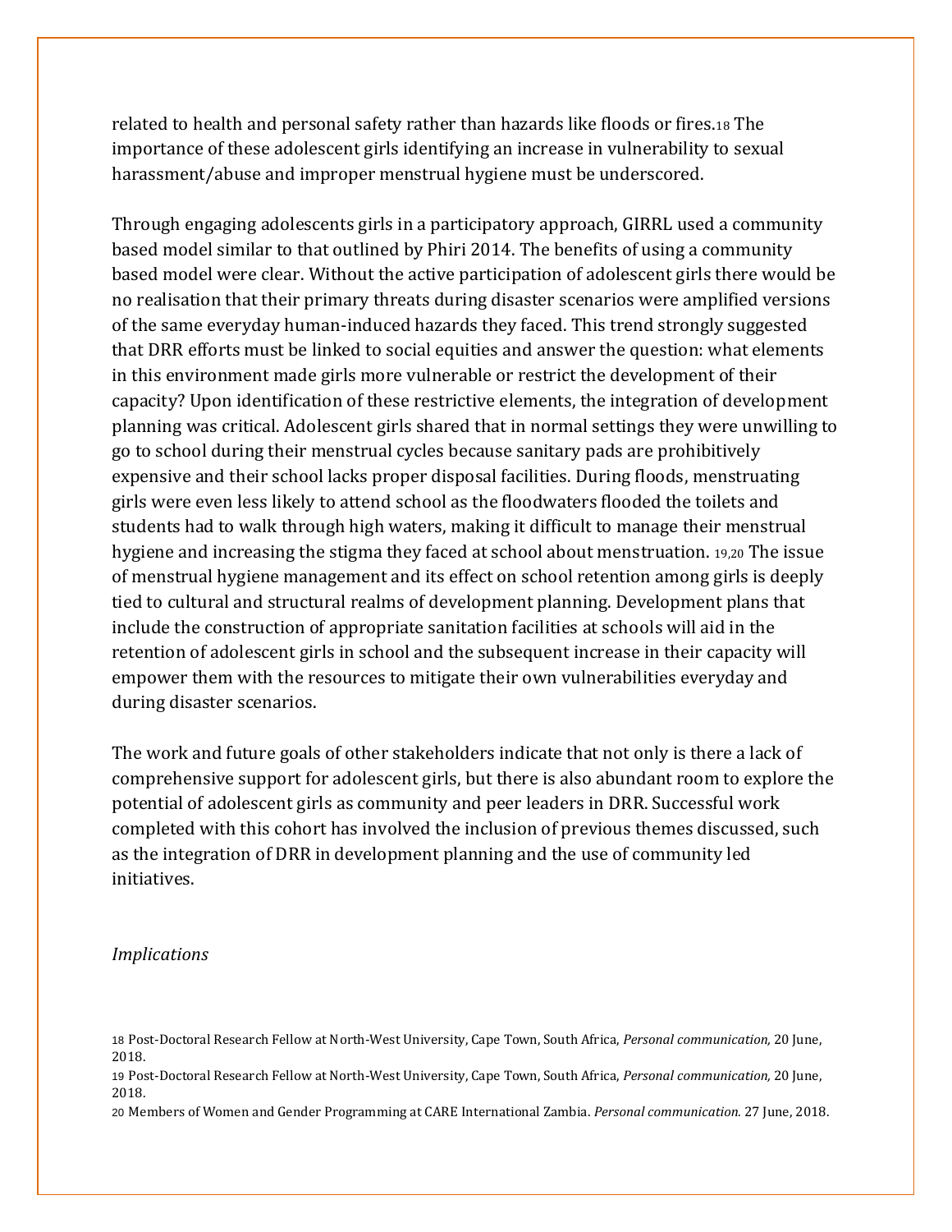related to health and personal safety rather than hazards like floods or fires.[18] The importance of these adolescent girls identifying an increase in vulnerability to sexual harassment/abuse and improper menstrual hygiene must be underscored.

Through engaging adolescents girls in a participatory approach, GIRRL used a community based model similar to that outlined by Phiri 2014. The benefits of using a community based model were clear. Without the active participation of adolescent girls there would be no realisation that their primary threats during disaster scenarios were amplified versions of the same everyday human-induced hazards they faced. This trend strongly suggested that DRR efforts must be linked to social equities and answer the question: what elements in this environment made girls more vulnerable or restrict the development of their capacity? Upon identification of these restrictive elements, the integration of development planning was critical. Adolescent girls shared that in normal settings they were unwilling to go to school during their menstrual cycles because sanitary pads are prohibitively expensive and their school lacks proper disposal facilities. During floods, menstruating girls were even less likely to attend school as the floodwaters flooded the toilets and students had to walk through high waters, making it difficult to manage their menstrual hygiene and increasing the stigma they faced at school about menstruation. [19,20] The issue of menstrual hygiene management and its effect on school retention among girls is deeply tied to cultural and structural realms of development planning. Development plans that include the construction of appropriate sanitation facilities at schools will aid in the retention of adolescent girls in school and the subsequent increase in their capacity will empower them with the resources to mitigate their own vulnerabilities everyday and during disaster scenarios.

The work and future goals of other stakeholders indicate that not only is there a lack of comprehensive support for adolescent girls, but there is also abundant room to explore the potential of adolescent girls as community and peer leaders in DRR. Successful work completed with this cohort has involved the inclusion of previous themes discussed, such as the integration of DRR in development planning and the use of community led initiatives.

*Implications*

[18] Post-Doctoral Research Fellow at North-West University, Cape Town, South Africa, *Personal communication,* 20 June, 2018.

[19] Post-Doctoral Research Fellow at North-West University, Cape Town, South Africa, *Personal communication,* 20 June, 2018.

[20] Members of Women and Gender Programming at CARE International Zambia. *Personal communication.* 27 June, 2018.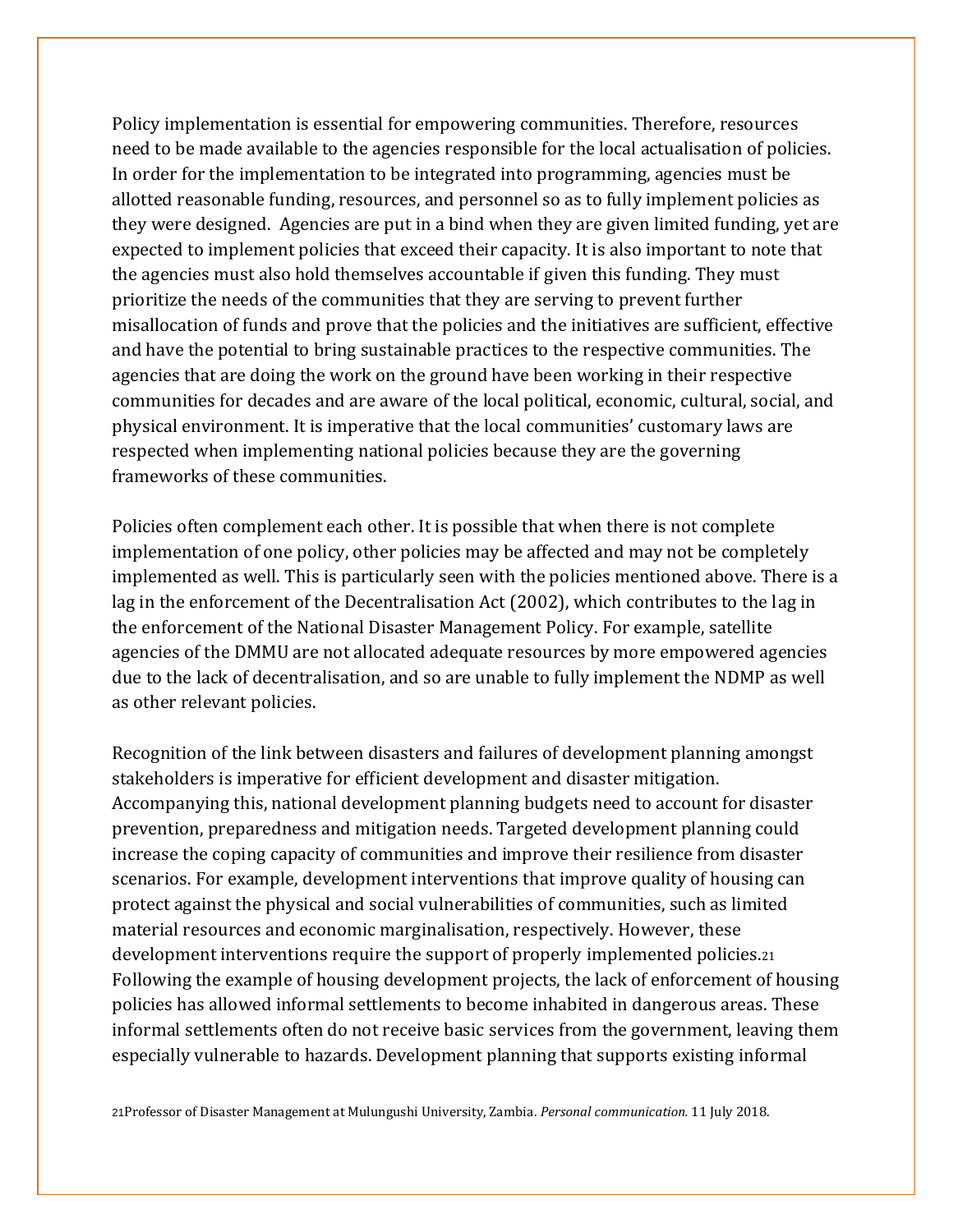Policy implementation is essential for empowering communities. Therefore, resources need to be made available to the agencies responsible for the local actualisation of policies. In order for the implementation to be integrated into programming, agencies must be allotted reasonable funding, resources, and personnel so as to fully implement policies as they were designed. Agencies are put in a bind when they are given limited funding, yet are expected to implement policies that exceed their capacity. It is also important to note that the agencies must also hold themselves accountable if given this funding. They must prioritize the needs of the communities that they are serving to prevent further misallocation of funds and prove that the policies and the initiatives are sufficient, effective and have the potential to bring sustainable practices to the respective communities. The agencies that are doing the work on the ground have been working in their respective communities for decades and are aware of the local political, economic, cultural, social, and physical environment. It is imperative that the local communities' customary laws are respected when implementing national policies because they are the governing frameworks of these communities.

Policies often complement each other. It is possible that when there is not complete implementation of one policy, other policies may be affected and may not be completely implemented as well. This is particularly seen with the policies mentioned above. There is a lag in the enforcement of the Decentralisation Act (2002), which contributes to the lag in the enforcement of the National Disaster Management Policy. For example, satellite agencies of the DMMU are not allocated adequate resources by more empowered agencies due to the lack of decentralisation, and so are unable to fully implement the NDMP as well as other relevant policies.

Recognition of the link between disasters and failures of development planning amongst stakeholders is imperative for efficient development and disaster mitigation. Accompanying this, national development planning budgets need to account for disaster prevention, preparedness and mitigation needs. Targeted development planning could increase the coping capacity of communities and improve their resilience from disaster scenarios. For example, development interventions that improve quality of housing can protect against the physical and social vulnerabilities of communities, such as limited material resources and economic marginalisation, respectively. However, these development interventions require the support of properly implemented policies.[21] Following the example of housing development projects, the lack of enforcement of housing policies has allowed informal settlements to become inhabited in dangerous areas. These informal settlements often do not receive basic services from the government, leaving them especially vulnerable to hazards. Development planning that supports existing informal

[21]Professor of Disaster Management at Mulungushi University, Zambia. *Personal communication.* 11 July 2018.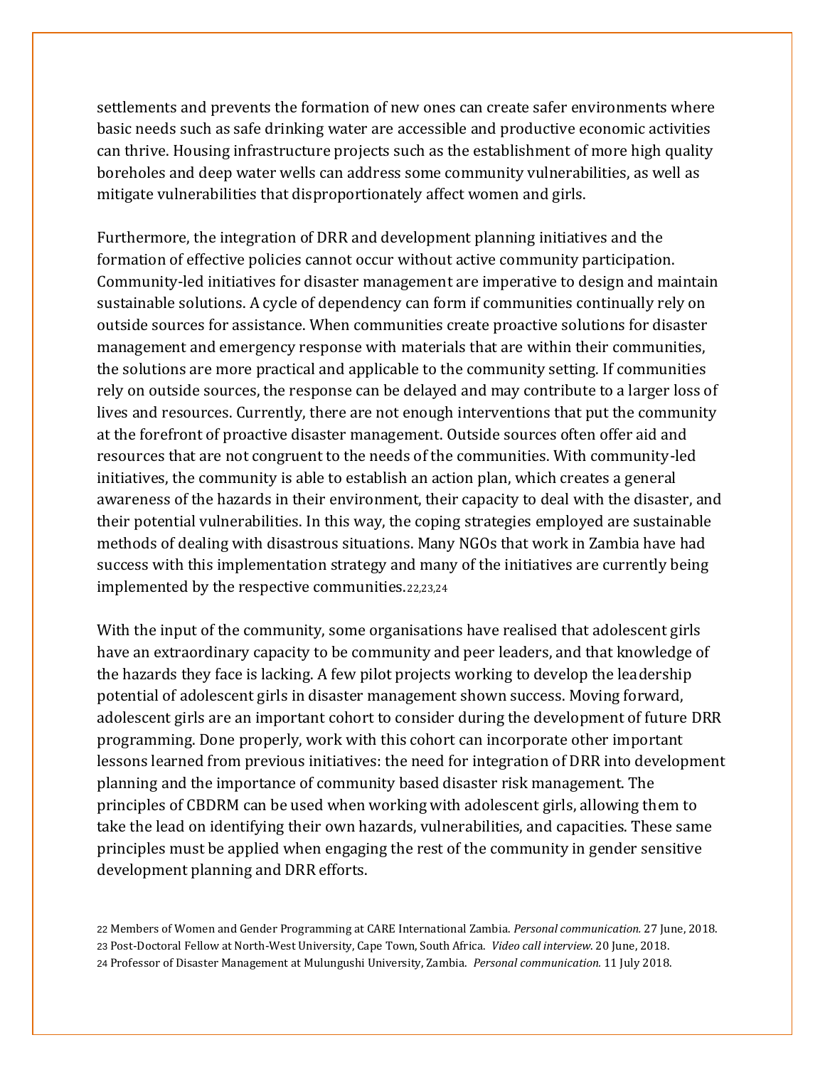settlements and prevents the formation of new ones can create safer environments where basic needs such as safe drinking water are accessible and productive economic activities can thrive. Housing infrastructure projects such as the establishment of more high quality boreholes and deep water wells can address some community vulnerabilities, as well as mitigate vulnerabilities that disproportionately affect women and girls.

Furthermore, the integration of DRR and development planning initiatives and the formation of effective policies cannot occur without active community participation. Community-led initiatives for disaster management are imperative to design and maintain sustainable solutions. A cycle of dependency can form if communities continually rely on outside sources for assistance. When communities create proactive solutions for disaster management and emergency response with materials that are within their communities, the solutions are more practical and applicable to the community setting. If communities rely on outside sources, the response can be delayed and may contribute to a larger loss of lives and resources. Currently, there are not enough interventions that put the community at the forefront of proactive disaster management. Outside sources often offer aid and resources that are not congruent to the needs of the communities. With community-led initiatives, the community is able to establish an action plan, which creates a general awareness of the hazards in their environment, their capacity to deal with the disaster, and their potential vulnerabilities. In this way, the coping strategies employed are sustainable methods of dealing with disastrous situations. Many NGOs that work in Zambia have had success with this implementation strategy and many of the initiatives are currently being implemented by the respective communities.[22,23,24]

With the input of the community, some organisations have realised that adolescent girls have an extraordinary capacity to be community and peer leaders, and that knowledge of the hazards they face is lacking. A few pilot projects working to develop the leadership potential of adolescent girls in disaster management shown success. Moving forward, adolescent girls are an important cohort to consider during the development of future DRR programming. Done properly, work with this cohort can incorporate other important lessons learned from previous initiatives: the need for integration of DRR into development planning and the importance of community based disaster risk management. The principles of CBDRM can be used when working with adolescent girls, allowing them to take the lead on identifying their own hazards, vulnerabilities, and capacities. These same principles must be applied when engaging the rest of the community in gender sensitive development planning and DRR efforts.

[22] Members of Women and Gender Programming at CARE International Zambia. *Personal communication.* 27 June, 2018.
[23] Post-Doctoral Fellow at North-West University, Cape Town, South Africa. *Video call interview.* 20 June, 2018.
[24] Professor of Disaster Management at Mulungushi University, Zambia. *Personal communication.* 11 July 2018.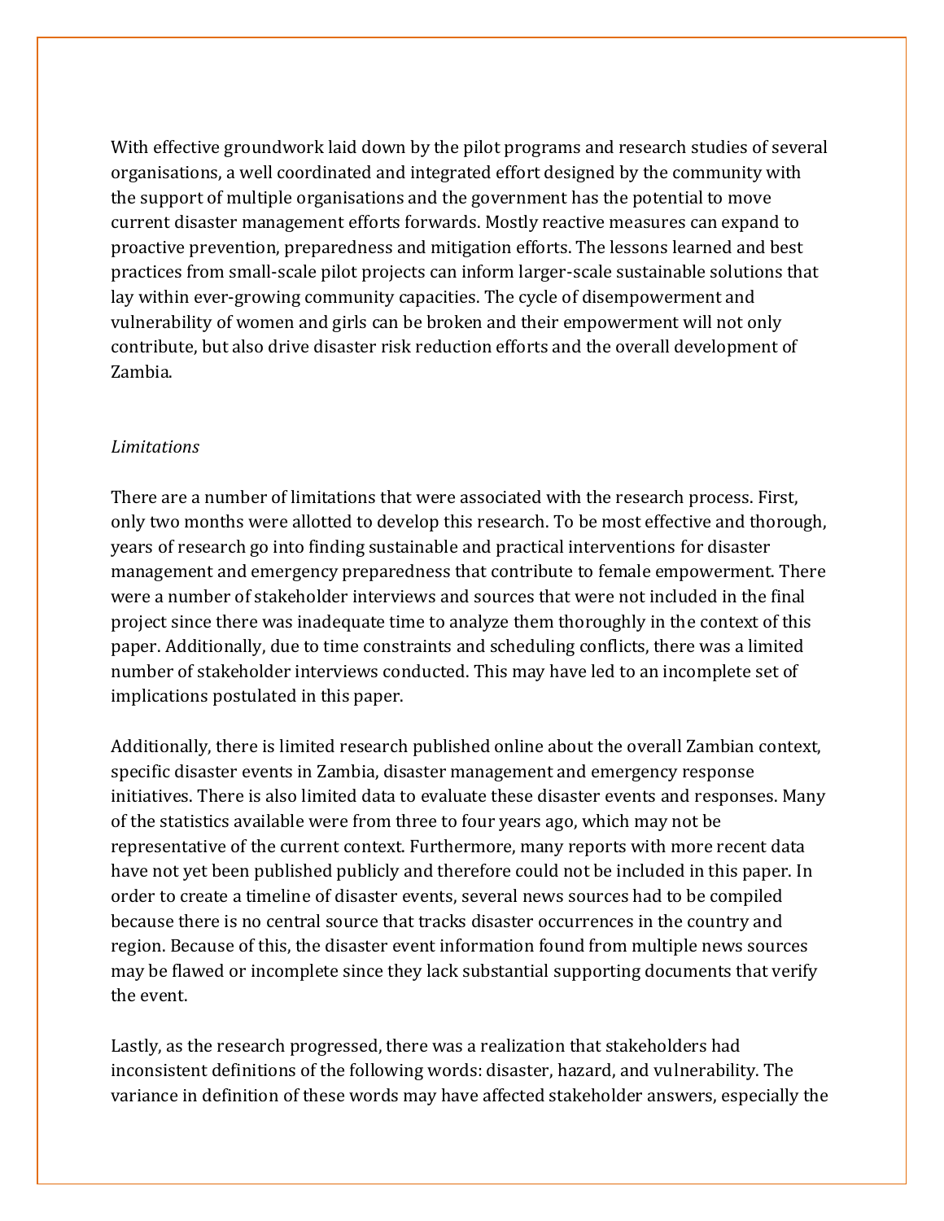With effective groundwork laid down by the pilot programs and research studies of several organisations, a well coordinated and integrated effort designed by the community with the support of multiple organisations and the government has the potential to move current disaster management efforts forwards. Mostly reactive measures can expand to proactive prevention, preparedness and mitigation efforts. The lessons learned and best practices from small-scale pilot projects can inform larger-scale sustainable solutions that lay within ever-growing community capacities. The cycle of disempowerment and vulnerability of women and girls can be broken and their empowerment will not only contribute, but also drive disaster risk reduction efforts and the overall development of Zambia.

*Limitations*

There are a number of limitations that were associated with the research process. First, only two months were allotted to develop this research. To be most effective and thorough, years of research go into finding sustainable and practical interventions for disaster management and emergency preparedness that contribute to female empowerment. There were a number of stakeholder interviews and sources that were not included in the final project since there was inadequate time to analyze them thoroughly in the context of this paper. Additionally, due to time constraints and scheduling conflicts, there was a limited number of stakeholder interviews conducted. This may have led to an incomplete set of implications postulated in this paper.

Additionally, there is limited research published online about the overall Zambian context, specific disaster events in Zambia, disaster management and emergency response initiatives. There is also limited data to evaluate these disaster events and responses. Many of the statistics available were from three to four years ago, which may not be representative of the current context. Furthermore, many reports with more recent data have not yet been published publicly and therefore could not be included in this paper. In order to create a timeline of disaster events, several news sources had to be compiled because there is no central source that tracks disaster occurrences in the country and region. Because of this, the disaster event information found from multiple news sources may be flawed or incomplete since they lack substantial supporting documents that verify the event.

Lastly, as the research progressed, there was a realization that stakeholders had inconsistent definitions of the following words: disaster, hazard, and vulnerability. The variance in definition of these words may have affected stakeholder answers, especially the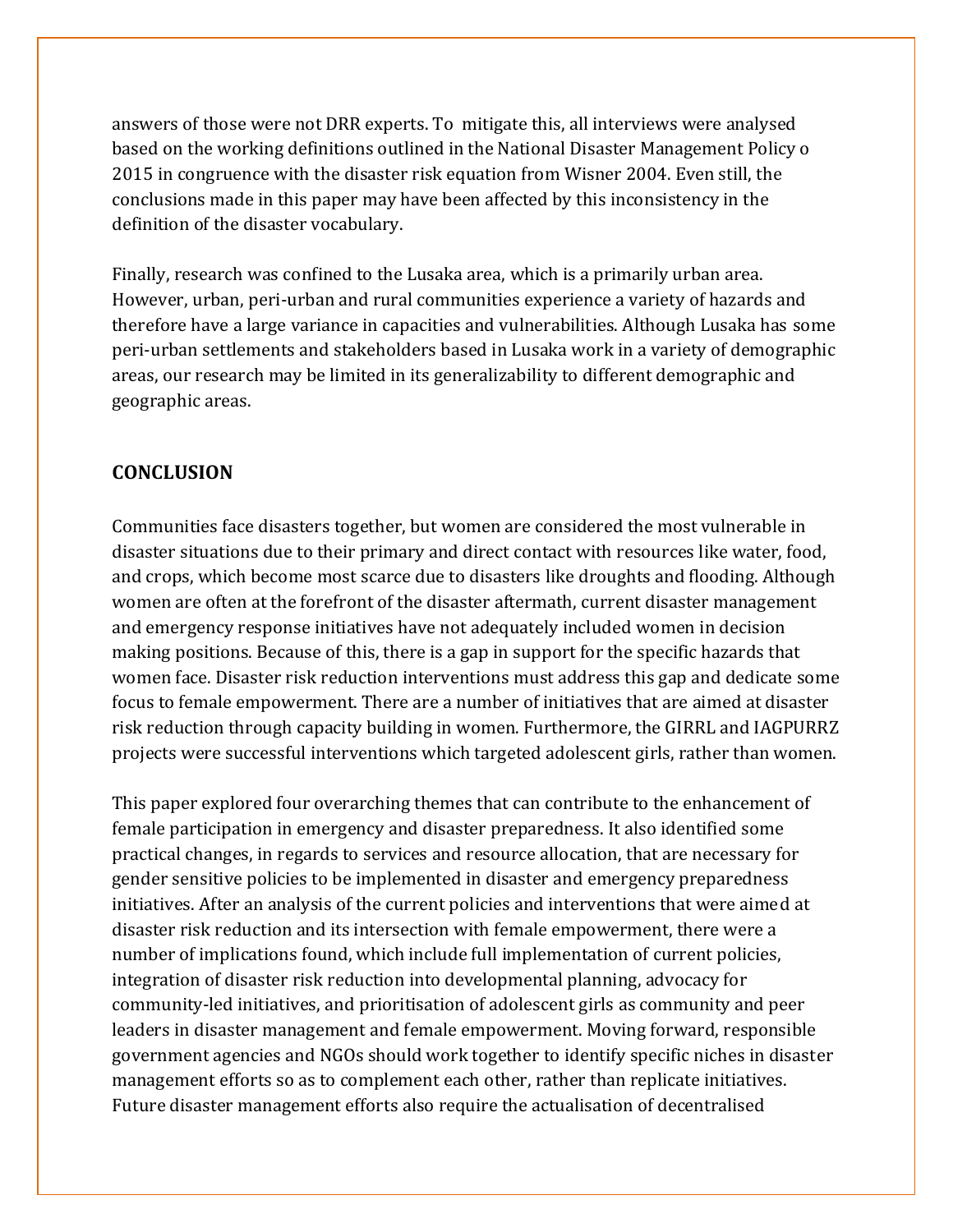answers of those were not DRR experts. To mitigate this, all interviews were analysed based on the working definitions outlined in the National Disaster Management Policy o 2015 in congruence with the disaster risk equation from Wisner 2004. Even still, the conclusions made in this paper may have been affected by this inconsistency in the definition of the disaster vocabulary.

Finally, research was confined to the Lusaka area, which is a primarily urban area. However, urban, peri-urban and rural communities experience a variety of hazards and therefore have a large variance in capacities and vulnerabilities. Although Lusaka has some peri-urban settlements and stakeholders based in Lusaka work in a variety of demographic areas, our research may be limited in its generalizability to different demographic and geographic areas.

## CONCLUSION

Communities face disasters together, but women are considered the most vulnerable in disaster situations due to their primary and direct contact with resources like water, food, and crops, which become most scarce due to disasters like droughts and flooding. Although women are often at the forefront of the disaster aftermath, current disaster management and emergency response initiatives have not adequately included women in decision making positions. Because of this, there is a gap in support for the specific hazards that women face. Disaster risk reduction interventions must address this gap and dedicate some focus to female empowerment. There are a number of initiatives that are aimed at disaster risk reduction through capacity building in women. Furthermore, the GIRRL and IAGPURRZ projects were successful interventions which targeted adolescent girls, rather than women.

This paper explored four overarching themes that can contribute to the enhancement of female participation in emergency and disaster preparedness. It also identified some practical changes, in regards to services and resource allocation, that are necessary for gender sensitive policies to be implemented in disaster and emergency preparedness initiatives. After an analysis of the current policies and interventions that were aimed at disaster risk reduction and its intersection with female empowerment, there were a number of implications found, which include full implementation of current policies, integration of disaster risk reduction into developmental planning, advocacy for community-led initiatives, and prioritisation of adolescent girls as community and peer leaders in disaster management and female empowerment. Moving forward, responsible government agencies and NGOs should work together to identify specific niches in disaster management efforts so as to complement each other, rather than replicate initiatives. Future disaster management efforts also require the actualisation of decentralised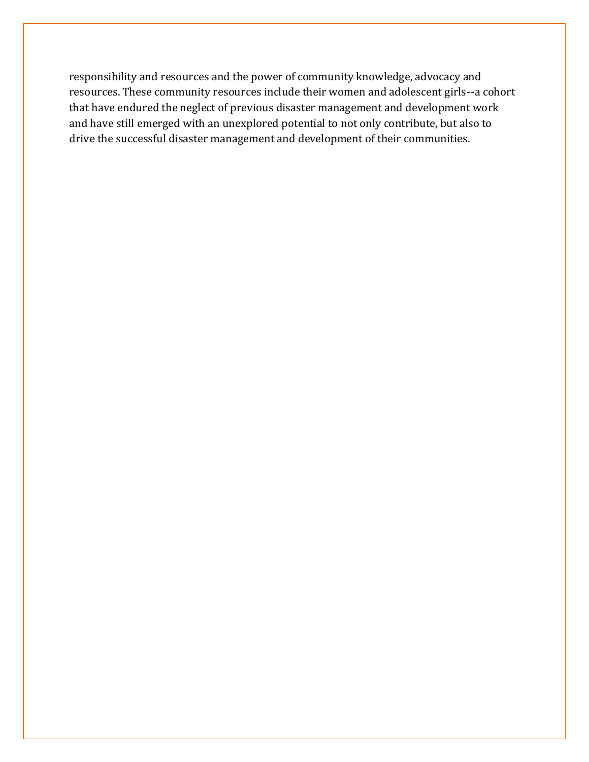responsibility and resources and the power of community knowledge, advocacy and resources. These community resources include their women and adolescent girls--a cohort that have endured the neglect of previous disaster management and development work and have still emerged with an unexplored potential to not only contribute, but also to drive the successful disaster management and development of their communities.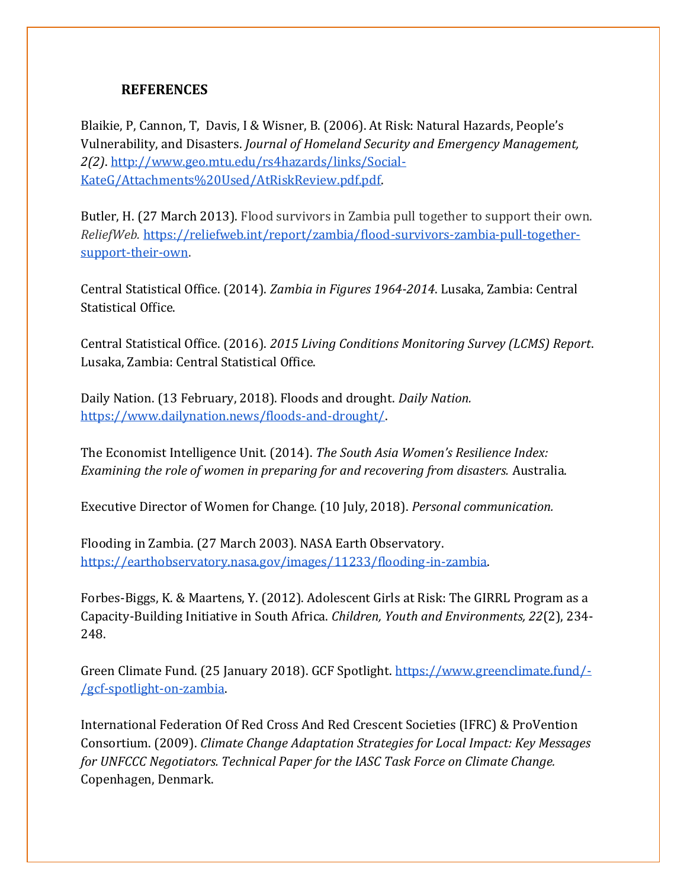## REFERENCES

Blaikie, P, Cannon, T, Davis, I & Wisner, B. (2006). At Risk: Natural Hazards, People's Vulnerability, and Disasters. *Journal of Homeland Security and Emergency Management, 2(2)*. http://www.geo.mtu.edu/rs4hazards/links/Social-KateG/Attachments%20Used/AtRiskReview.pdf.pdf.

Butler, H. (27 March 2013). Flood survivors in Zambia pull together to support their own. *ReliefWeb.* https://reliefweb.int/report/zambia/flood-survivors-zambia-pull-together-support-their-own.

Central Statistical Office. (2014). *Zambia in Figures 1964-2014*. Lusaka, Zambia: Central Statistical Office.

Central Statistical Office. (2016). *2015 Living Conditions Monitoring Survey (LCMS) Report*. Lusaka, Zambia: Central Statistical Office.

Daily Nation. (13 February, 2018). Floods and drought. *Daily Nation.* https://www.dailynation.news/floods-and-drought/.

The Economist Intelligence Unit. (2014). *The South Asia Women's Resilience Index: Examining the role of women in preparing for and recovering from disasters.* Australia.

Executive Director of Women for Change. (10 July, 2018). *Personal communication.*

Flooding in Zambia. (27 March 2003). NASA Earth Observatory. https://earthobservatory.nasa.gov/images/11233/flooding-in-zambia.

Forbes-Biggs, K. & Maartens, Y. (2012). Adolescent Girls at Risk: The GIRRL Program as a Capacity-Building Initiative in South Africa. *Children, Youth and Environments, 22*(2), 234-248.

Green Climate Fund. (25 January 2018). GCF Spotlight. https://www.greenclimate.fund/-/gcf-spotlight-on-zambia.

International Federation Of Red Cross And Red Crescent Societies (IFRC) & ProVention Consortium. (2009). *Climate Change Adaptation Strategies for Local Impact: Key Messages for UNFCCC Negotiators. Technical Paper for the IASC Task Force on Climate Change.* Copenhagen, Denmark.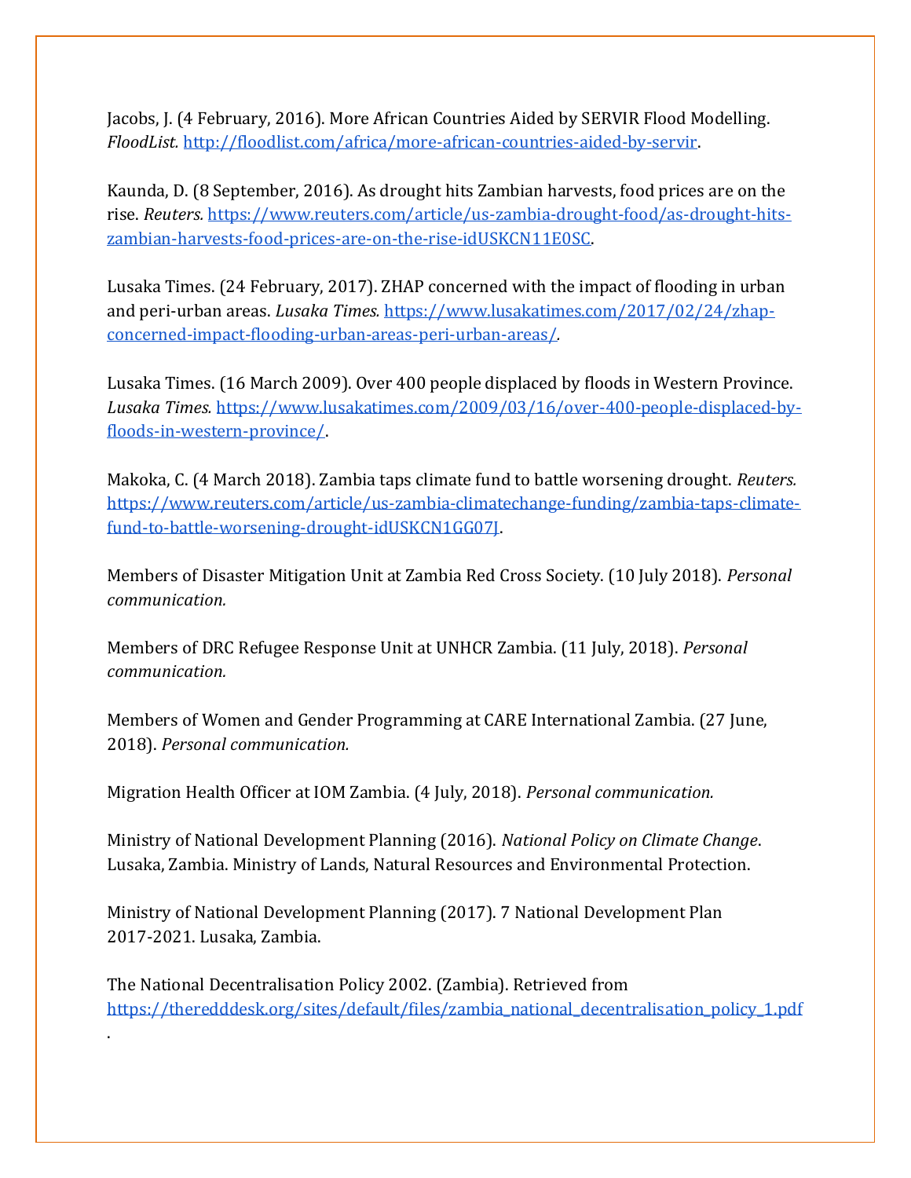Jacobs, J. (4 February, 2016). More African Countries Aided by SERVIR Flood Modelling. *FloodList.* http://floodlist.com/africa/more-african-countries-aided-by-servir.

Kaunda, D. (8 September, 2016). As drought hits Zambian harvests, food prices are on the rise. *Reuters.* https://www.reuters.com/article/us-zambia-drought-food/as-drought-hits-zambian-harvests-food-prices-are-on-the-rise-idUSKCN11E0SC.

Lusaka Times. (24 February, 2017). ZHAP concerned with the impact of flooding in urban and peri-urban areas. *Lusaka Times.* https://www.lusakatimes.com/2017/02/24/zhap-concerned-impact-flooding-urban-areas-peri-urban-areas/.

Lusaka Times. (16 March 2009). Over 400 people displaced by floods in Western Province. *Lusaka Times.* https://www.lusakatimes.com/2009/03/16/over-400-people-displaced-by-floods-in-western-province/.

Makoka, C. (4 March 2018). Zambia taps climate fund to battle worsening drought. *Reuters.* https://www.reuters.com/article/us-zambia-climatechange-funding/zambia-taps-climate-fund-to-battle-worsening-drought-idUSKCN1GG07J.

Members of Disaster Mitigation Unit at Zambia Red Cross Society. (10 July 2018). *Personal communication.*

Members of DRC Refugee Response Unit at UNHCR Zambia. (11 July, 2018). *Personal communication.*

Members of Women and Gender Programming at CARE International Zambia. (27 June, 2018). *Personal communication.*

Migration Health Officer at IOM Zambia. (4 July, 2018). *Personal communication.*

Ministry of National Development Planning (2016). *National Policy on Climate Change*. Lusaka, Zambia. Ministry of Lands, Natural Resources and Environmental Protection.

Ministry of National Development Planning (2017). 7 National Development Plan 2017-2021. Lusaka, Zambia.

The National Decentralisation Policy 2002. (Zambia). Retrieved from https://theredddesk.org/sites/default/files/zambia_national_decentralisation_policy_1.pdf.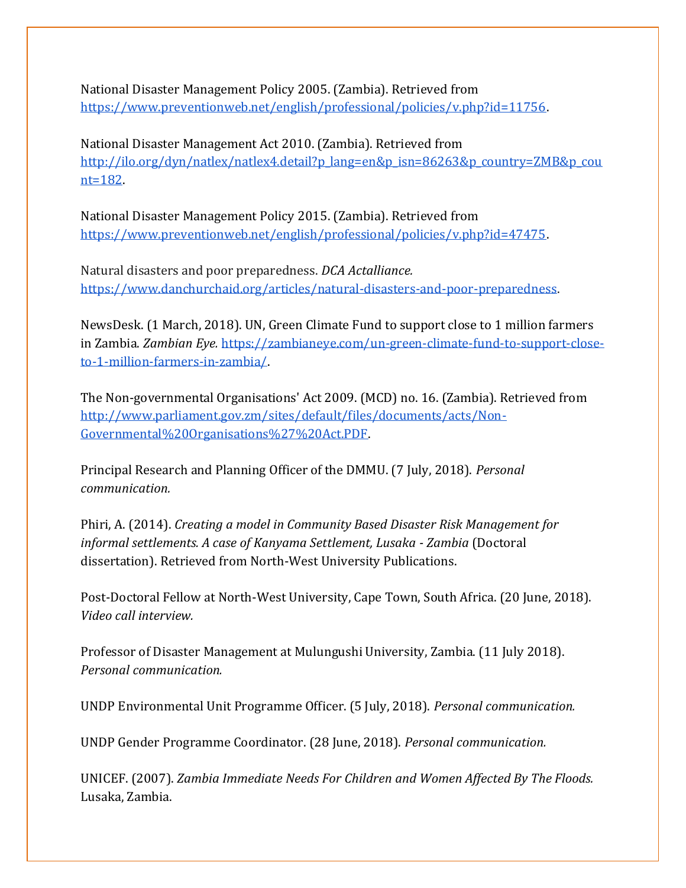National Disaster Management Policy 2005. (Zambia). Retrieved from https://www.preventionweb.net/english/professional/policies/v.php?id=11756.

National Disaster Management Act 2010. (Zambia). Retrieved from http://ilo.org/dyn/natlex/natlex4.detail?p_lang=en&p_isn=86263&p_country=ZMB&p_count=182.

National Disaster Management Policy 2015. (Zambia). Retrieved from https://www.preventionweb.net/english/professional/policies/v.php?id=47475.

Natural disasters and poor preparedness. *DCA Actalliance.* https://www.danchurchaid.org/articles/natural-disasters-and-poor-preparedness.

NewsDesk. (1 March, 2018). UN, Green Climate Fund to support close to 1 million farmers in Zambia. *Zambian Eye.* https://zambianeye.com/un-green-climate-fund-to-support-close-to-1-million-farmers-in-zambia/.

The Non-governmental Organisations' Act 2009. (MCD) no. 16. (Zambia). Retrieved from http://www.parliament.gov.zm/sites/default/files/documents/acts/Non-Governmental%20Organisations%27%20Act.PDF.

Principal Research and Planning Officer of the DMMU. (7 July, 2018). *Personal communication.*

Phiri, A. (2014). *Creating a model in Community Based Disaster Risk Management for informal settlements. A case of Kanyama Settlement, Lusaka - Zambia* (Doctoral dissertation). Retrieved from North-West University Publications.

Post-Doctoral Fellow at North-West University, Cape Town, South Africa. (20 June, 2018). *Video call interview.*

Professor of Disaster Management at Mulungushi University, Zambia. (11 July 2018). *Personal communication.*

UNDP Environmental Unit Programme Officer. (5 July, 2018). *Personal communication.*

UNDP Gender Programme Coordinator. (28 June, 2018). *Personal communication.*

UNICEF. (2007). *Zambia Immediate Needs For Children and Women Affected By The Floods.* Lusaka, Zambia.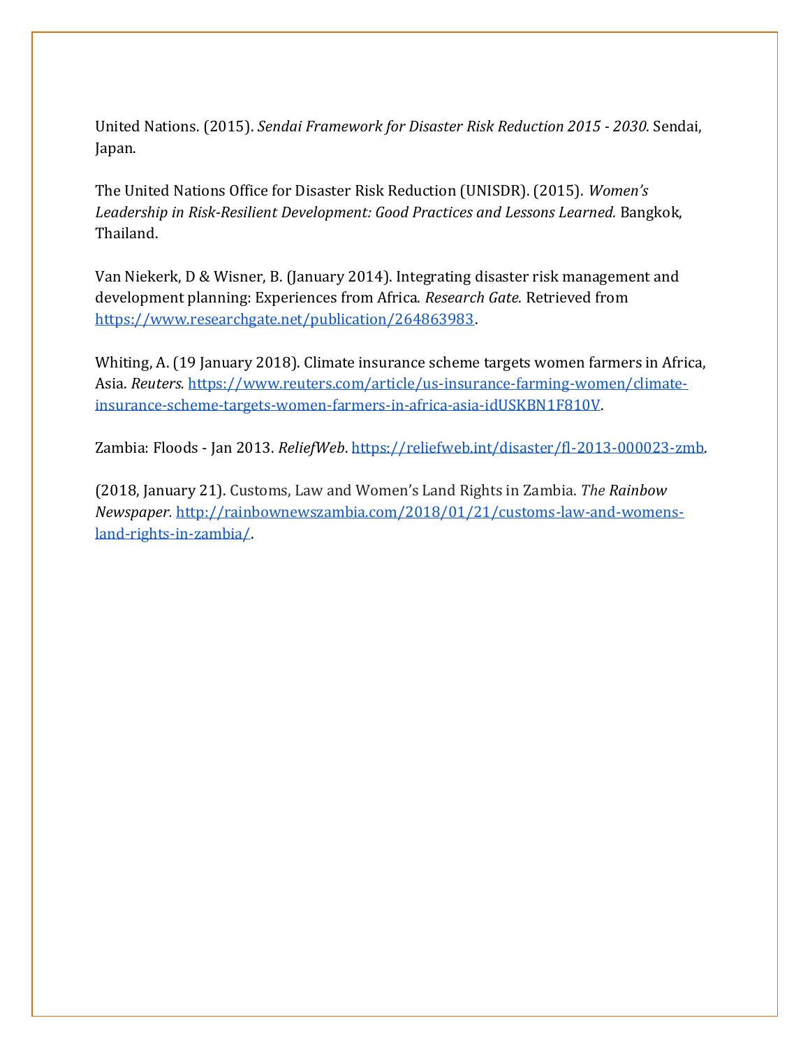United Nations. (2015). *Sendai Framework for Disaster Risk Reduction 2015 - 2030.* Sendai, Japan.

The United Nations Office for Disaster Risk Reduction (UNISDR). (2015). *Women's Leadership in Risk-Resilient Development: Good Practices and Lessons Learned.* Bangkok, Thailand.

Van Niekerk, D & Wisner, B. (January 2014). Integrating disaster risk management and development planning: Experiences from Africa. *Research Gate.* Retrieved from https://www.researchgate.net/publication/264863983.

Whiting, A. (19 January 2018). Climate insurance scheme targets women farmers in Africa, Asia. *Reuters.* https://www.reuters.com/article/us-insurance-farming-women/climate-insurance-scheme-targets-women-farmers-in-africa-asia-idUSKBN1F810V.

Zambia: Floods - Jan 2013. *ReliefWeb*. https://reliefweb.int/disaster/fl-2013-000023-zmb.

(2018, January 21). Customs, Law and Women's Land Rights in Zambia. *The Rainbow Newspaper.* http://rainbownewszambia.com/2018/01/21/customs-law-and-womens-land-rights-in-zambia/.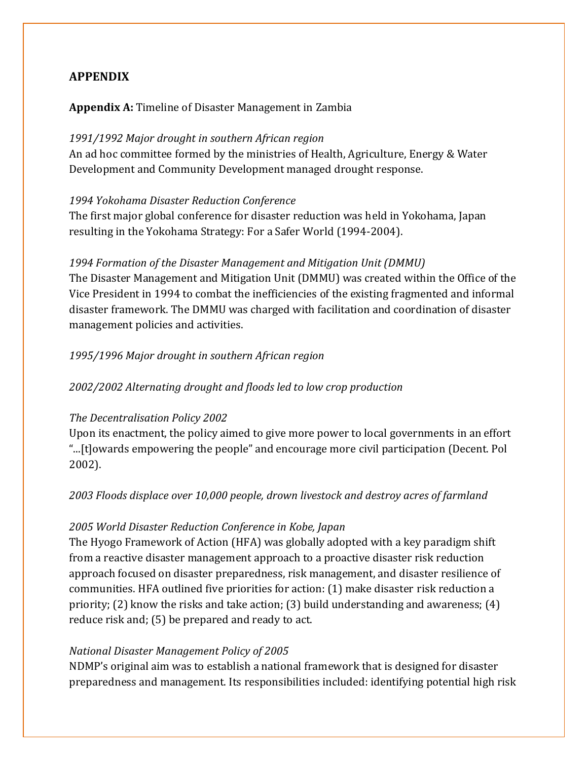## APPENDIX

**Appendix A:** Timeline of Disaster Management in Zambia

*1991/1992 Major drought in southern African region*

An ad hoc committee formed by the ministries of Health, Agriculture, Energy & Water Development and Community Development managed drought response.

*1994 Yokohama Disaster Reduction Conference*

The first major global conference for disaster reduction was held in Yokohama, Japan resulting in the Yokohama Strategy: For a Safer World (1994-2004).

*1994 Formation of the Disaster Management and Mitigation Unit (DMMU)*

The Disaster Management and Mitigation Unit (DMMU) was created within the Office of the Vice President in 1994 to combat the inefficiencies of the existing fragmented and informal disaster framework. The DMMU was charged with facilitation and coordination of disaster management policies and activities.

*1995/1996 Major drought in southern African region*

*2002/2002 Alternating drought and floods led to low crop production*

*The Decentralisation Policy 2002*

Upon its enactment, the policy aimed to give more power to local governments in an effort "...[t]owards empowering the people" and encourage more civil participation (Decent. Pol 2002).

*2003 Floods displace over 10,000 people, drown livestock and destroy acres of farmland*

*2005 World Disaster Reduction Conference in Kobe, Japan*

The Hyogo Framework of Action (HFA) was globally adopted with a key paradigm shift from a reactive disaster management approach to a proactive disaster risk reduction approach focused on disaster preparedness, risk management, and disaster resilience of communities. HFA outlined five priorities for action: (1) make disaster risk reduction a priority; (2) know the risks and take action; (3) build understanding and awareness; (4) reduce risk and; (5) be prepared and ready to act.

*National Disaster Management Policy of 2005*

NDMP's original aim was to establish a national framework that is designed for disaster preparedness and management. Its responsibilities included: identifying potential high risk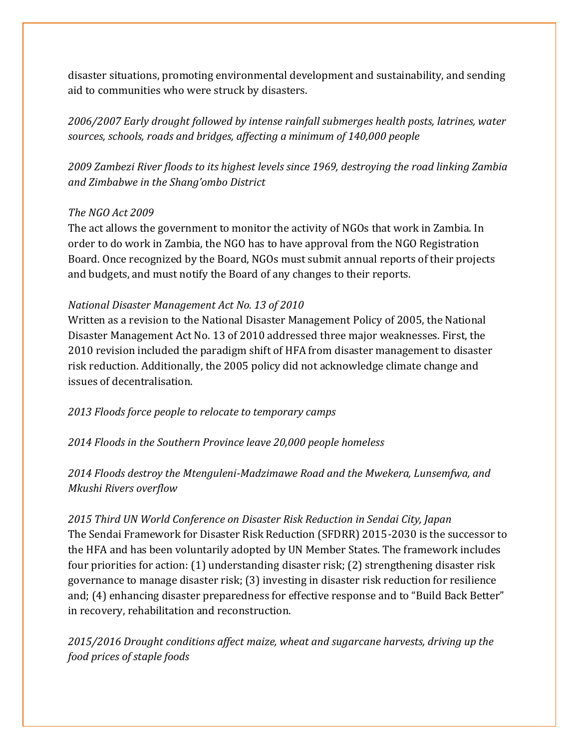disaster situations, promoting environmental development and sustainability, and sending aid to communities who were struck by disasters.

*2006/2007 Early drought followed by intense rainfall submerges health posts, latrines, water sources, schools, roads and bridges, affecting a minimum of 140,000 people*

*2009 Zambezi River floods to its highest levels since 1969, destroying the road linking Zambia and Zimbabwe in the Shang'ombo District*

*The NGO Act 2009*

The act allows the government to monitor the activity of NGOs that work in Zambia. In order to do work in Zambia, the NGO has to have approval from the NGO Registration Board. Once recognized by the Board, NGOs must submit annual reports of their projects and budgets, and must notify the Board of any changes to their reports.

*National Disaster Management Act No. 13 of 2010*

Written as a revision to the National Disaster Management Policy of 2005, the National Disaster Management Act No. 13 of 2010 addressed three major weaknesses. First, the 2010 revision included the paradigm shift of HFA from disaster management to disaster risk reduction. Additionally, the 2005 policy did not acknowledge climate change and issues of decentralisation.

*2013 Floods force people to relocate to temporary camps*

*2014 Floods in the Southern Province leave 20,000 people homeless*

*2014 Floods destroy the Mtenguleni-Madzimawe Road and the Mwekera, Lunsemfwa, and Mkushi Rivers overflow*

*2015 Third UN World Conference on Disaster Risk Reduction in Sendai City, Japan*

The Sendai Framework for Disaster Risk Reduction (SFDRR) 2015-2030 is the successor to the HFA and has been voluntarily adopted by UN Member States. The framework includes four priorities for action: (1) understanding disaster risk; (2) strengthening disaster risk governance to manage disaster risk; (3) investing in disaster risk reduction for resilience and; (4) enhancing disaster preparedness for effective response and to "Build Back Better" in recovery, rehabilitation and reconstruction.

*2015/2016 Drought conditions affect maize, wheat and sugarcane harvests, driving up the food prices of staple foods*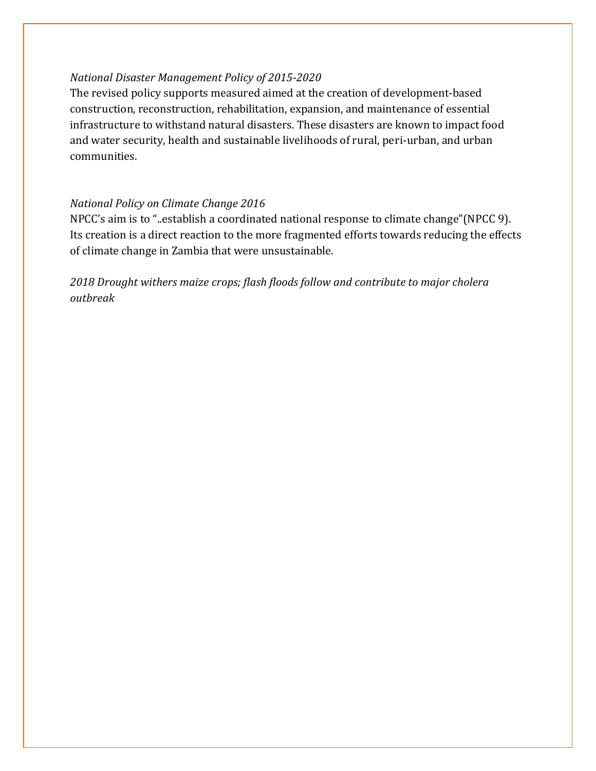*National Disaster Management Policy of 2015-2020*

The revised policy supports measured aimed at the creation of development-based construction, reconstruction, rehabilitation, expansion, and maintenance of essential infrastructure to withstand natural disasters. These disasters are known to impact food and water security, health and sustainable livelihoods of rural, peri-urban, and urban communities.

*National Policy on Climate Change 2016*

NPCC's aim is to "..establish a coordinated national response to climate change"(NPCC 9). Its creation is a direct reaction to the more fragmented efforts towards reducing the effects of climate change in Zambia that were unsustainable.

*2018 Drought withers maize crops; flash floods follow and contribute to major cholera outbreak*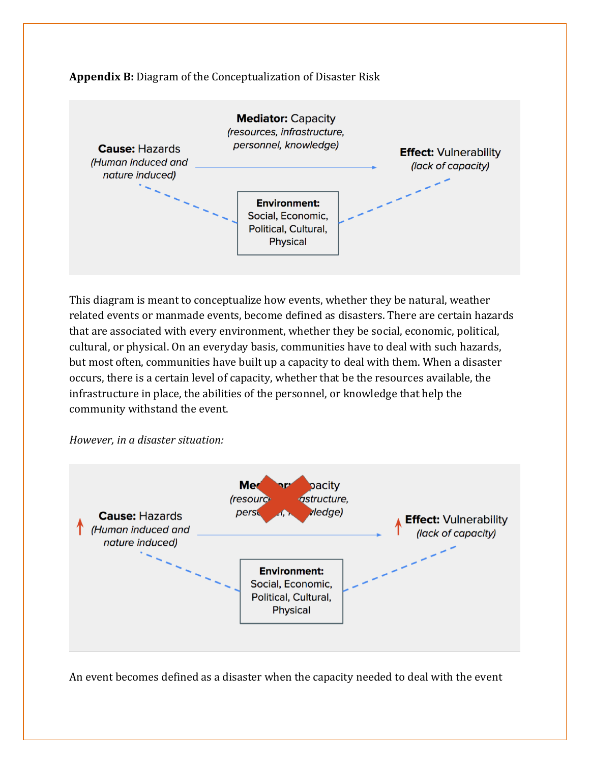**Appendix B:** Diagram of the Conceptualization of Disaster Risk

**Mediator:** Capacity
*(resources, infrastructure, personnel, knowledge)*

**Cause:** Hazards
*(Human induced and nature induced)*

**Effect:** Vulnerability
*(lack of capacity)*

**Environment:**
Social, Economic, Political, Cultural, Physical

This diagram is meant to conceptualize how events, whether they be natural, weather related events or manmade events, become defined as disasters. There are certain hazards that are associated with every environment, whether they be social, economic, political, cultural, or physical. On an everyday basis, communities have to deal with such hazards, but most often, communities have built up a capacity to deal with them. When a disaster occurs, there is a certain level of capacity, whether that be the resources available, the infrastructure in place, the abilities of the personnel, or knowledge that help the community withstand the event.

*However, in a disaster situation:*

**Mediator: Capacity**
*(resources, infrastructure, personnel, knowledge)*

↑ **Cause:** Hazards
*(Human induced and nature induced)*

↑ **Effect:** Vulnerability
*(lack of capacity)*

**Environment:**
Social, Economic, Political, Cultural, Physical

An event becomes defined as a disaster when the capacity needed to deal with the event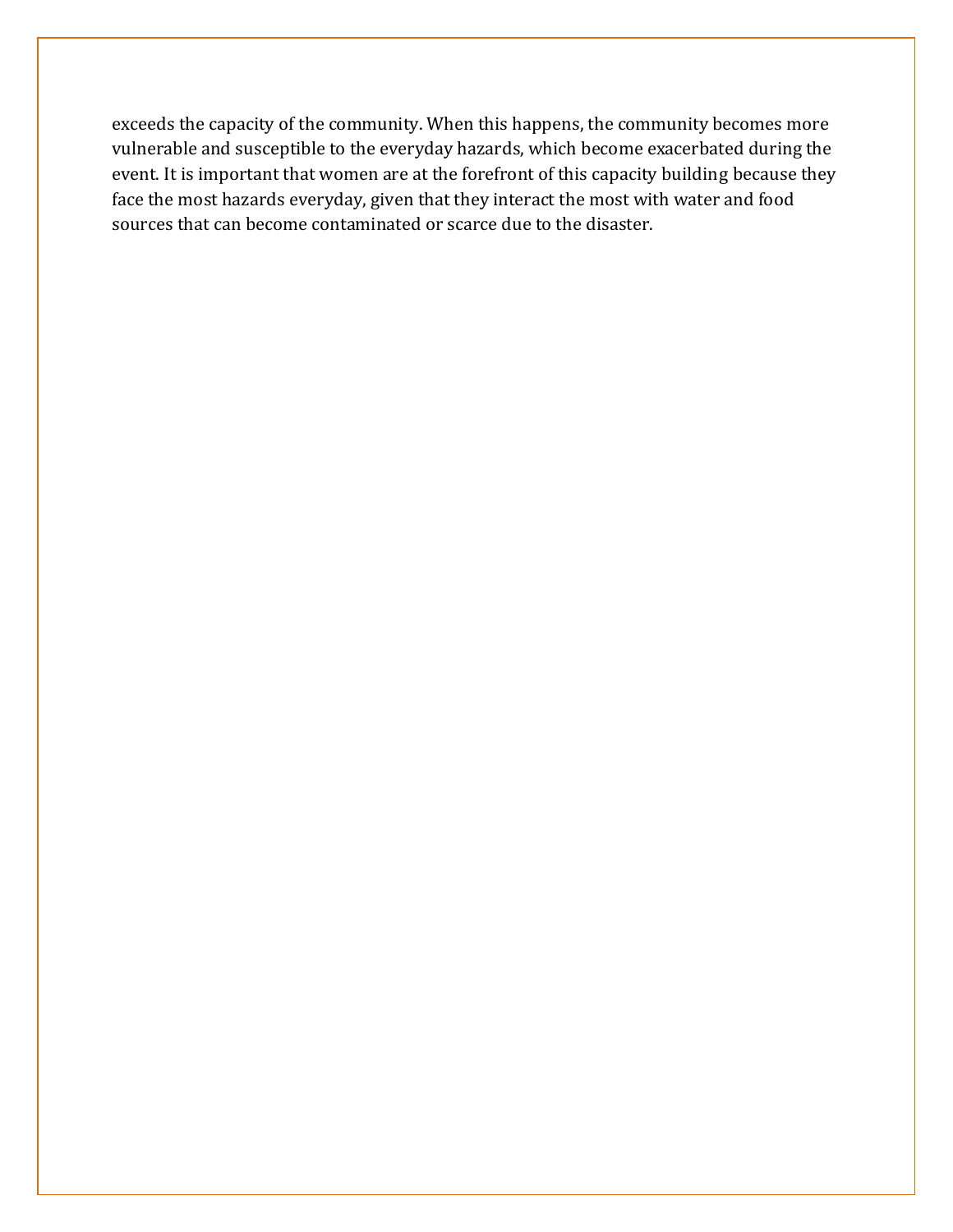exceeds the capacity of the community. When this happens, the community becomes more vulnerable and susceptible to the everyday hazards, which become exacerbated during the event. It is important that women are at the forefront of this capacity building because they face the most hazards everyday, given that they interact the most with water and food sources that can become contaminated or scarce due to the disaster.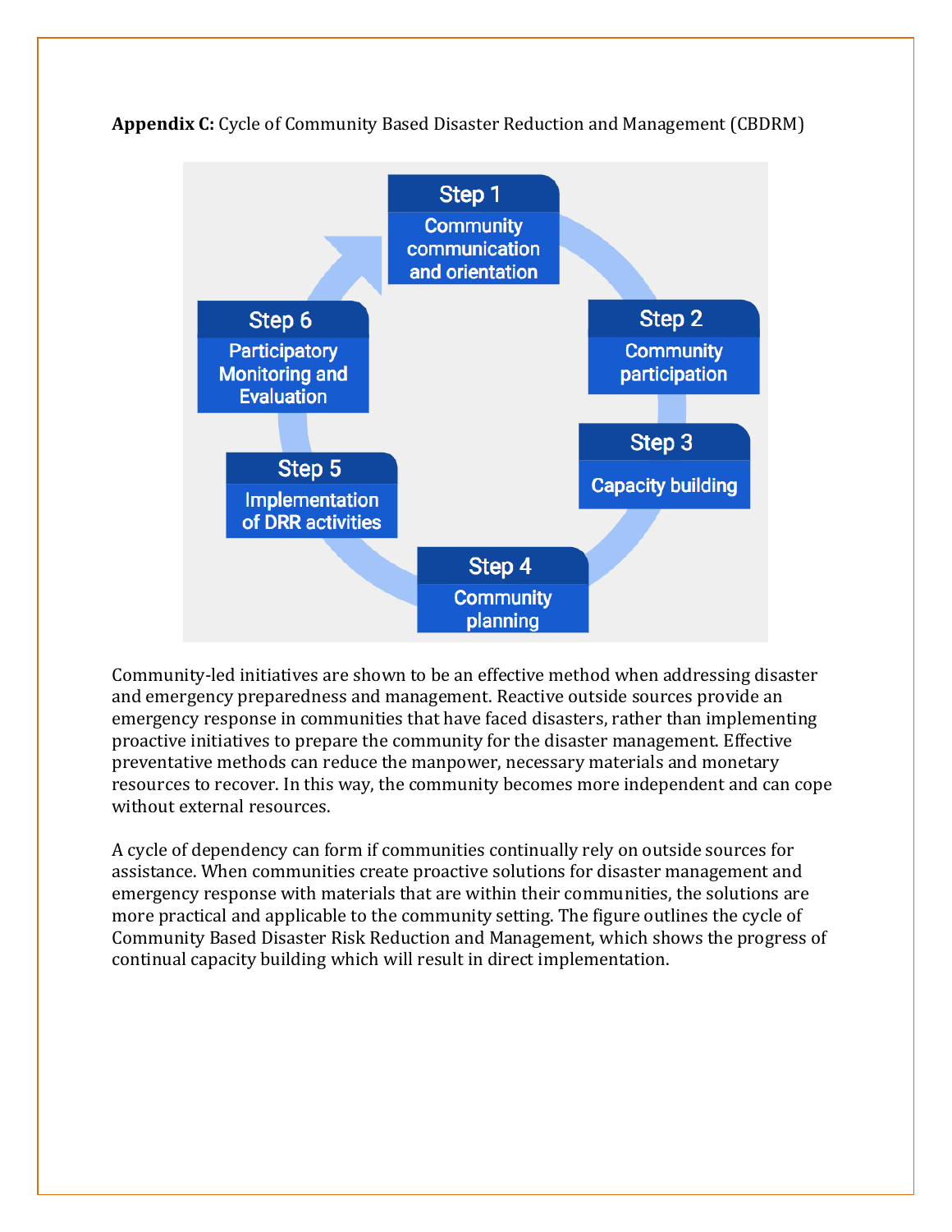**Appendix C:** Cycle of Community Based Disaster Reduction and Management (CBDRM)

Step 1
Community communication and orientation

Step 2
Community participation

Step 3
Capacity building

Step 4
Community planning

Step 5
Implementation of DRR activities

Step 6
Participatory Monitoring and Evaluation

Community-led initiatives are shown to be an effective method when addressing disaster and emergency preparedness and management. Reactive outside sources provide an emergency response in communities that have faced disasters, rather than implementing proactive initiatives to prepare the community for the disaster management. Effective preventative methods can reduce the manpower, necessary materials and monetary resources to recover. In this way, the community becomes more independent and can cope without external resources.

A cycle of dependency can form if communities continually rely on outside sources for assistance. When communities create proactive solutions for disaster management and emergency response with materials that are within their communities, the solutions are more practical and applicable to the community setting. The figure outlines the cycle of Community Based Disaster Risk Reduction and Management, which shows the progress of continual capacity building which will result in direct implementation.